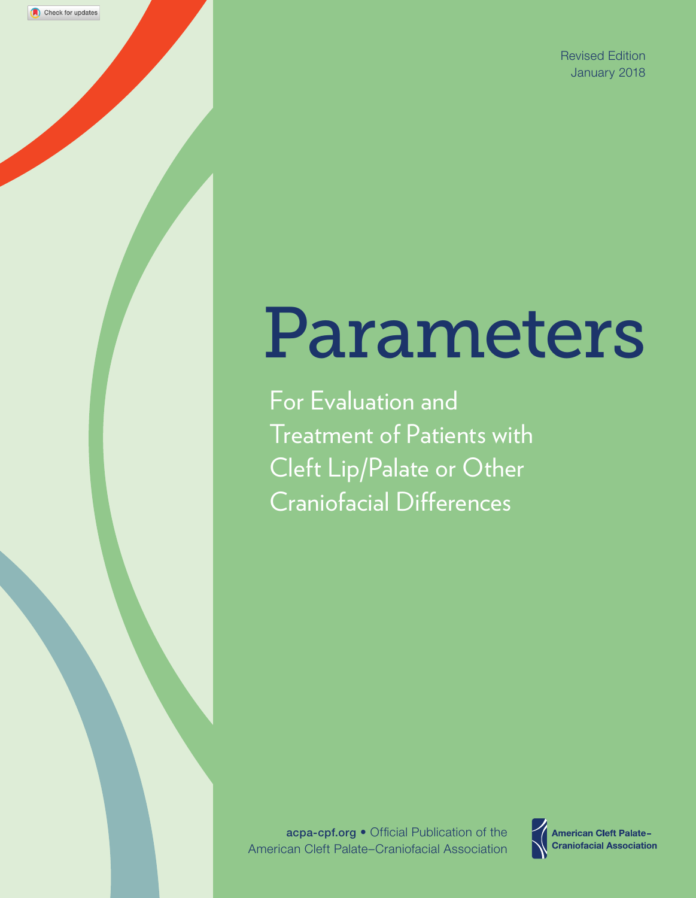Revised Edition
January 2018

# Parameters

## For Evaluation and Treatment of Patients with Cleft Lip/Palate or Other Craniofacial Differences

**acpa-cpf.org** • Official Publication of the American Cleft Palate–Craniofacial Association

**American Cleft Palate–Craniofacial Association**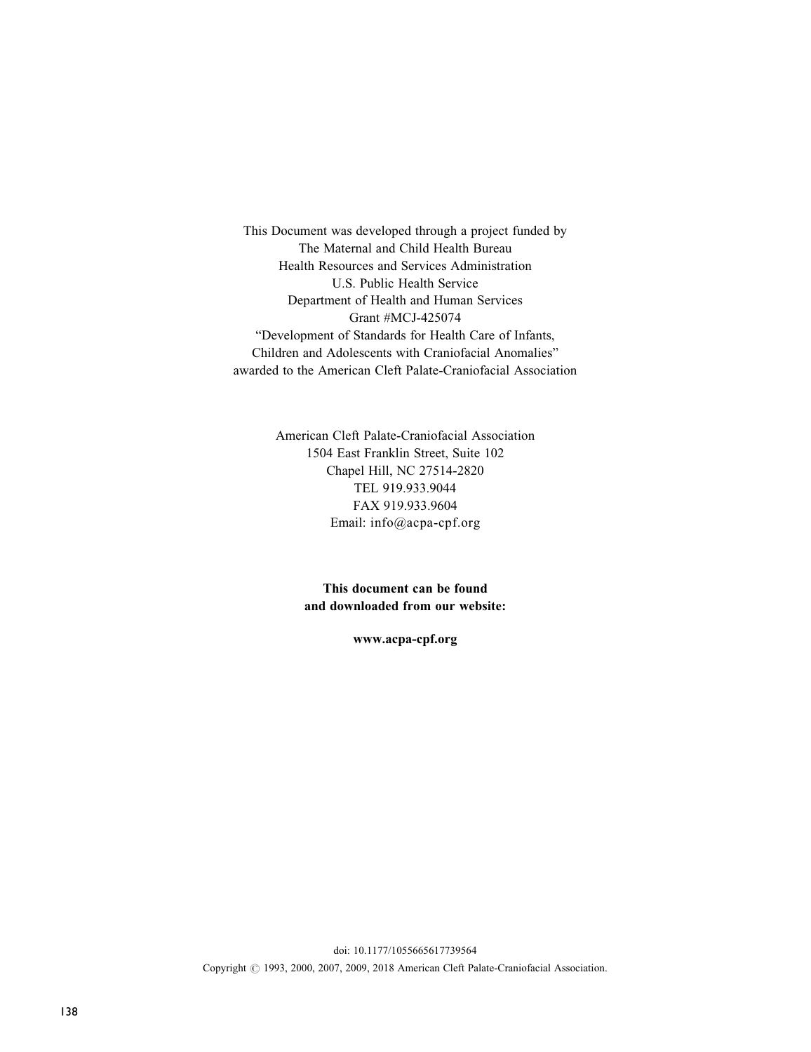This Document was developed through a project funded by
The Maternal and Child Health Bureau
Health Resources and Services Administration
U.S. Public Health Service
Department of Health and Human Services
Grant #MCJ-425074
"Development of Standards for Health Care of Infants,
Children and Adolescents with Craniofacial Anomalies"
awarded to the American Cleft Palate-Craniofacial Association

American Cleft Palate-Craniofacial Association
1504 East Franklin Street, Suite 102
Chapel Hill, NC 27514-2820
TEL 919.933.9044
FAX 919.933.9604
Email: info@acpa-cpf.org

**This document can be found and downloaded from our website:**

**www.acpa-cpf.org**

doi: 10.1177/1055665617739564

Copyright © 1993, 2000, 2007, 2009, 2018 American Cleft Palate-Craniofacial Association.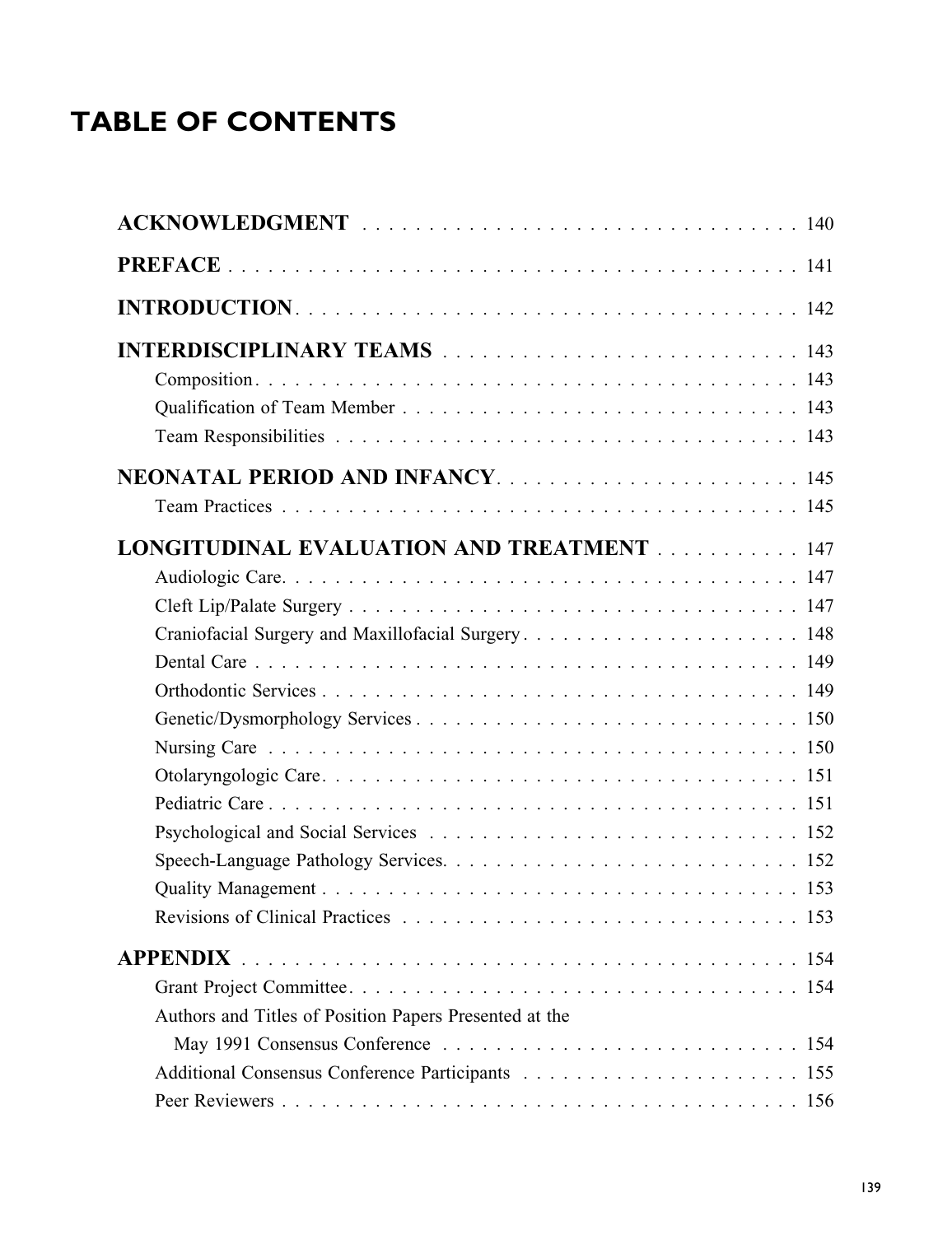# TABLE OF CONTENTS

**ACKNOWLEDGMENT** . . . . . . . . . . . . . . . . . . . . . . . . . . . . . . . . . 140

**PREFACE** . . . . . . . . . . . . . . . . . . . . . . . . . . . . . . . . . . . . . . . . 141

**INTRODUCTION** . . . . . . . . . . . . . . . . . . . . . . . . . . . . . . . . . . . . 142

**INTERDISCIPLINARY TEAMS** . . . . . . . . . . . . . . . . . . . . . . . . . . . 143
- Composition . . . . . . . . . . . . . . . . . . . . . . . . . . . . . . . . . . . . . . . . 143
- Qualification of Team Member . . . . . . . . . . . . . . . . . . . . . . . . . . . . . 143
- Team Responsibilities . . . . . . . . . . . . . . . . . . . . . . . . . . . . . . . . . . 143

**NEONATAL PERIOD AND INFANCY** . . . . . . . . . . . . . . . . . . . . . . . 145
- Team Practices . . . . . . . . . . . . . . . . . . . . . . . . . . . . . . . . . . . . . . 145

**LONGITUDINAL EVALUATION AND TREATMENT** . . . . . . . . . . . 147
- Audiologic Care . . . . . . . . . . . . . . . . . . . . . . . . . . . . . . . . . . . . . . 147
- Cleft Lip/Palate Surgery . . . . . . . . . . . . . . . . . . . . . . . . . . . . . . . . . 147
- Craniofacial Surgery and Maxillofacial Surgery . . . . . . . . . . . . . . . . . . . . 148
- Dental Care . . . . . . . . . . . . . . . . . . . . . . . . . . . . . . . . . . . . . . . . 149
- Orthodontic Services . . . . . . . . . . . . . . . . . . . . . . . . . . . . . . . . . . . 149
- Genetic/Dysmorphology Services . . . . . . . . . . . . . . . . . . . . . . . . . . . 150
- Nursing Care . . . . . . . . . . . . . . . . . . . . . . . . . . . . . . . . . . . . . . . 150
- Otolaryngologic Care . . . . . . . . . . . . . . . . . . . . . . . . . . . . . . . . . . . 151
- Pediatric Care . . . . . . . . . . . . . . . . . . . . . . . . . . . . . . . . . . . . . . . 151
- Psychological and Social Services . . . . . . . . . . . . . . . . . . . . . . . . . . . 152
- Speech-Language Pathology Services . . . . . . . . . . . . . . . . . . . . . . . . . 152
- Quality Management . . . . . . . . . . . . . . . . . . . . . . . . . . . . . . . . . . . 153
- Revisions of Clinical Practices . . . . . . . . . . . . . . . . . . . . . . . . . . . . . 153

**APPENDIX** . . . . . . . . . . . . . . . . . . . . . . . . . . . . . . . . . . . . . . . 154
- Grant Project Committee . . . . . . . . . . . . . . . . . . . . . . . . . . . . . . . . . 154
- Authors and Titles of Position Papers Presented at the May 1991 Consensus Conference . . . . . . . . . . . . . . . . . . . . . . . . . . 154
- Additional Consensus Conference Participants . . . . . . . . . . . . . . . . . . . 155
- Peer Reviewers . . . . . . . . . . . . . . . . . . . . . . . . . . . . . . . . . . . . . . 156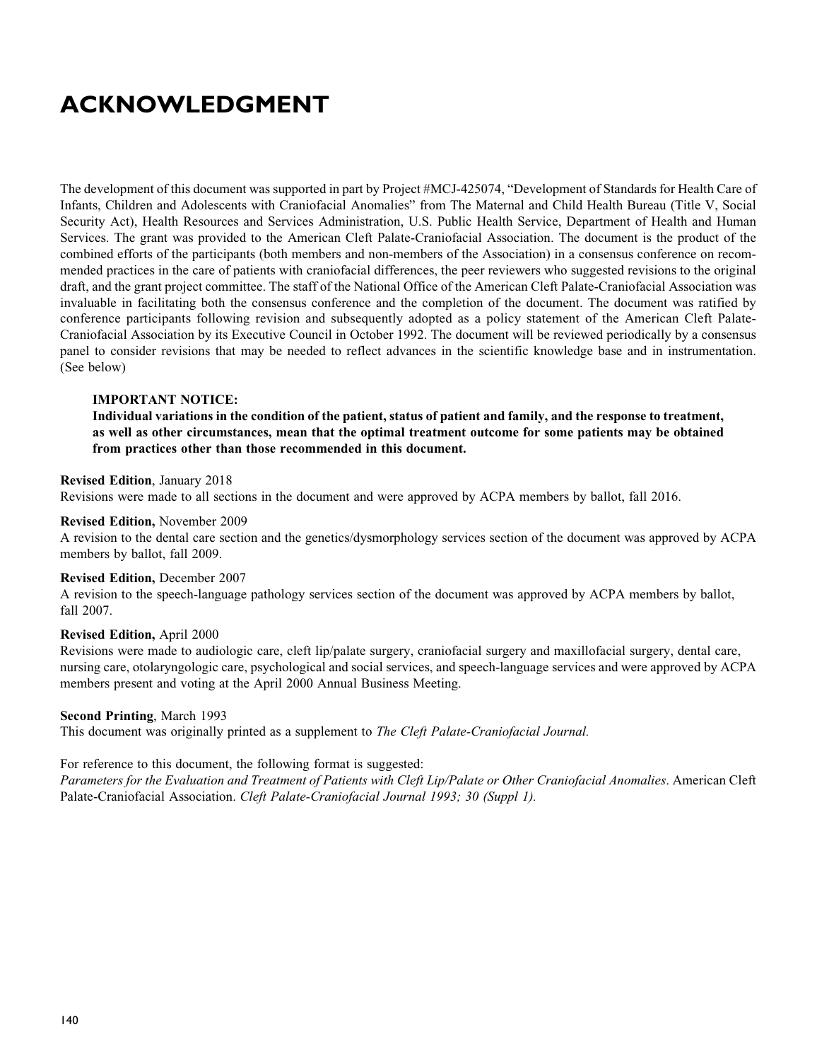# ACKNOWLEDGMENT

The development of this document was supported in part by Project #MCJ-425074, "Development of Standards for Health Care of Infants, Children and Adolescents with Craniofacial Anomalies" from The Maternal and Child Health Bureau (Title V, Social Security Act), Health Resources and Services Administration, U.S. Public Health Service, Department of Health and Human Services. The grant was provided to the American Cleft Palate-Craniofacial Association. The document is the product of the combined efforts of the participants (both members and non-members of the Association) in a consensus conference on recommended practices in the care of patients with craniofacial differences, the peer reviewers who suggested revisions to the original draft, and the grant project committee. The staff of the National Office of the American Cleft Palate-Craniofacial Association was invaluable in facilitating both the consensus conference and the completion of the document. The document was ratified by conference participants following revision and subsequently adopted as a policy statement of the American Cleft Palate-Craniofacial Association by its Executive Council in October 1992. The document will be reviewed periodically by a consensus panel to consider revisions that may be needed to reflect advances in the scientific knowledge base and in instrumentation. (See below)

> **IMPORTANT NOTICE:**
> **Individual variations in the condition of the patient, status of patient and family, and the response to treatment, as well as other circumstances, mean that the optimal treatment outcome for some patients may be obtained from practices other than those recommended in this document.**

**Revised Edition**, January 2018
Revisions were made to all sections in the document and were approved by ACPA members by ballot, fall 2016.

**Revised Edition,** November 2009
A revision to the dental care section and the genetics/dysmorphology services section of the document was approved by ACPA members by ballot, fall 2009.

**Revised Edition,** December 2007
A revision to the speech-language pathology services section of the document was approved by ACPA members by ballot, fall 2007.

**Revised Edition,** April 2000
Revisions were made to audiologic care, cleft lip/palate surgery, craniofacial surgery and maxillofacial surgery, dental care, nursing care, otolaryngologic care, psychological and social services, and speech-language services and were approved by ACPA members present and voting at the April 2000 Annual Business Meeting.

**Second Printing**, March 1993
This document was originally printed as a supplement to *The Cleft Palate-Craniofacial Journal.*

For reference to this document, the following format is suggested:
*Parameters for the Evaluation and Treatment of Patients with Cleft Lip/Palate or Other Craniofacial Anomalies*. American Cleft Palate-Craniofacial Association. *Cleft Palate-Craniofacial Journal 1993; 30 (Suppl 1).*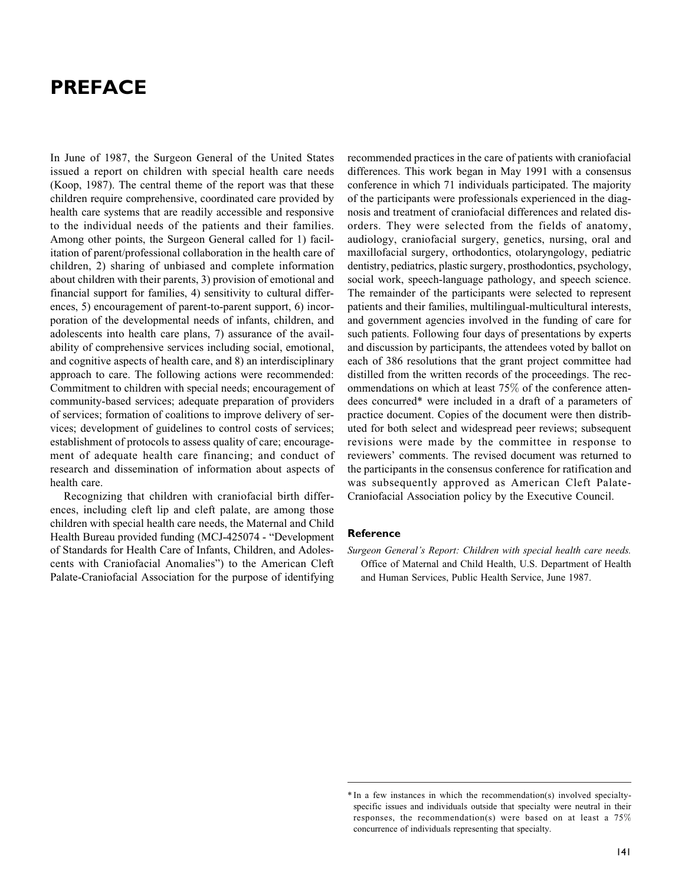# PREFACE

In June of 1987, the Surgeon General of the United States issued a report on children with special health care needs (Koop, 1987). The central theme of the report was that these children require comprehensive, coordinated care provided by health care systems that are readily accessible and responsive to the individual needs of the patients and their families. Among other points, the Surgeon General called for 1) facilitation of parent/professional collaboration in the health care of children, 2) sharing of unbiased and complete information about children with their parents, 3) provision of emotional and financial support for families, 4) sensitivity to cultural differences, 5) encouragement of parent-to-parent support, 6) incorporation of the developmental needs of infants, children, and adolescents into health care plans, 7) assurance of the availability of comprehensive services including social, emotional, and cognitive aspects of health care, and 8) an interdisciplinary approach to care. The following actions were recommended: Commitment to children with special needs; encouragement of community-based services; adequate preparation of providers of services; formation of coalitions to improve delivery of services; development of guidelines to control costs of services; establishment of protocols to assess quality of care; encouragement of adequate health care financing; and conduct of research and dissemination of information about aspects of health care.

Recognizing that children with craniofacial birth differences, including cleft lip and cleft palate, are among those children with special health care needs, the Maternal and Child Health Bureau provided funding (MCJ-425074 - "Development of Standards for Health Care of Infants, Children, and Adolescents with Craniofacial Anomalies") to the American Cleft Palate-Craniofacial Association for the purpose of identifying recommended practices in the care of patients with craniofacial differences. This work began in May 1991 with a consensus conference in which 71 individuals participated. The majority of the participants were professionals experienced in the diagnosis and treatment of craniofacial differences and related disorders. They were selected from the fields of anatomy, audiology, craniofacial surgery, genetics, nursing, oral and maxillofacial surgery, orthodontics, otolaryngology, pediatric dentistry, pediatrics, plastic surgery, prosthodontics, psychology, social work, speech-language pathology, and speech science. The remainder of the participants were selected to represent patients and their families, multilingual-multicultural interests, and government agencies involved in the funding of care for such patients. Following four days of presentations by experts and discussion by participants, the attendees voted by ballot on each of 386 resolutions that the grant project committee had distilled from the written records of the proceedings. The recommendations on which at least 75% of the conference attendees concurred* were included in a draft of a parameters of practice document. Copies of the document were then distributed for both select and widespread peer reviews; subsequent revisions were made by the committee in response to reviewers' comments. The revised document was returned to the participants in the consensus conference for ratification and was subsequently approved as American Cleft Palate-Craniofacial Association policy by the Executive Council.

### Reference

*Surgeon General's Report: Children with special health care needs.* Office of Maternal and Child Health, U.S. Department of Health and Human Services, Public Health Service, June 1987.

---

* In a few instances in which the recommendation(s) involved specialty-specific issues and individuals outside that specialty were neutral in their responses, the recommendation(s) were based on at least a 75% concurrence of individuals representing that specialty.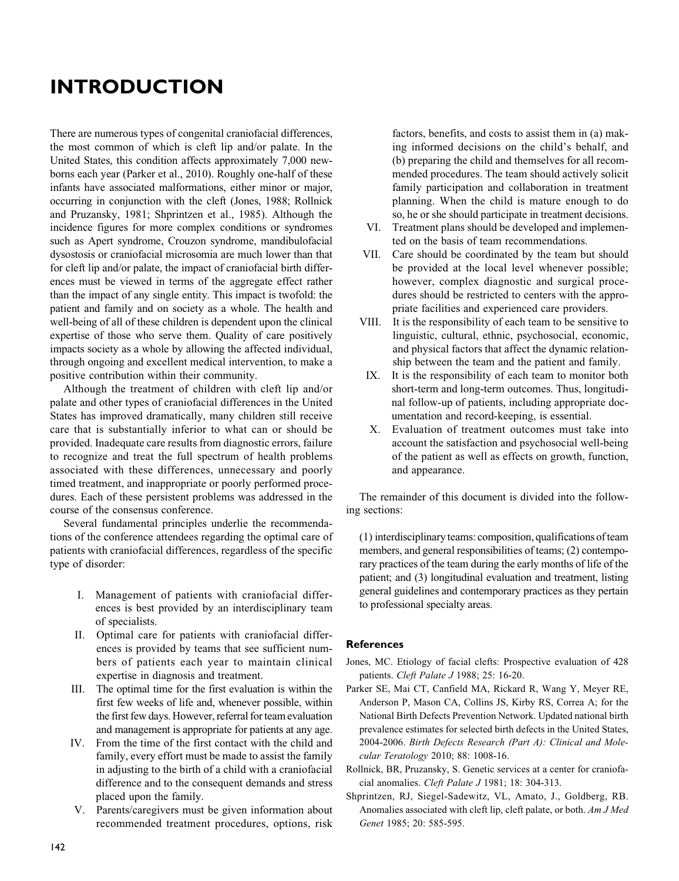# INTRODUCTION

There are numerous types of congenital craniofacial differences, the most common of which is cleft lip and/or palate. In the United States, this condition affects approximately 7,000 newborns each year (Parker et al., 2010). Roughly one-half of these infants have associated malformations, either minor or major, occurring in conjunction with the cleft (Jones, 1988; Rollnick and Pruzansky, 1981; Shprintzen et al., 1985). Although the incidence figures for more complex conditions or syndromes such as Apert syndrome, Crouzon syndrome, mandibulofacial dysostosis or craniofacial microsomia are much lower than that for cleft lip and/or palate, the impact of craniofacial birth differences must be viewed in terms of the aggregate effect rather than the impact of any single entity. This impact is twofold: the patient and family and on society as a whole. The health and well-being of all of these children is dependent upon the clinical expertise of those who serve them. Quality of care positively impacts society as a whole by allowing the affected individual, through ongoing and excellent medical intervention, to make a positive contribution within their community.

Although the treatment of children with cleft lip and/or palate and other types of craniofacial differences in the United States has improved dramatically, many children still receive care that is substantially inferior to what can or should be provided. Inadequate care results from diagnostic errors, failure to recognize and treat the full spectrum of health problems associated with these differences, unnecessary and poorly timed treatment, and inappropriate or poorly performed procedures. Each of these persistent problems was addressed in the course of the consensus conference.

Several fundamental principles underlie the recommendations of the conference attendees regarding the optimal care of patients with craniofacial differences, regardless of the specific type of disorder:

I. Management of patients with craniofacial differences is best provided by an interdisciplinary team of specialists.

II. Optimal care for patients with craniofacial differences is provided by teams that see sufficient numbers of patients each year to maintain clinical expertise in diagnosis and treatment.

III. The optimal time for the first evaluation is within the first few weeks of life and, whenever possible, within the first few days. However, referral for team evaluation and management is appropriate for patients at any age.

IV. From the time of the first contact with the child and family, every effort must be made to assist the family in adjusting to the birth of a child with a craniofacial difference and to the consequent demands and stress placed upon the family.

V. Parents/caregivers must be given information about recommended treatment procedures, options, risk factors, benefits, and costs to assist them in (a) making informed decisions on the child's behalf, and (b) preparing the child and themselves for all recommended procedures. The team should actively solicit family participation and collaboration in treatment planning. When the child is mature enough to do so, he or she should participate in treatment decisions.

VI. Treatment plans should be developed and implemented on the basis of team recommendations.

VII. Care should be coordinated by the team but should be provided at the local level whenever possible; however, complex diagnostic and surgical procedures should be restricted to centers with the appropriate facilities and experienced care providers.

VIII. It is the responsibility of each team to be sensitive to linguistic, cultural, ethnic, psychosocial, economic, and physical factors that affect the dynamic relationship between the team and the patient and family.

IX. It is the responsibility of each team to monitor both short-term and long-term outcomes. Thus, longitudinal follow-up of patients, including appropriate documentation and record-keeping, is essential.

X. Evaluation of treatment outcomes must take into account the satisfaction and psychosocial well-being of the patient as well as effects on growth, function, and appearance.

The remainder of this document is divided into the following sections:

(1) interdisciplinary teams: composition, qualifications of team members, and general responsibilities of teams; (2) contemporary practices of the team during the early months of life of the patient; and (3) longitudinal evaluation and treatment, listing general guidelines and contemporary practices as they pertain to professional specialty areas.

### References

Jones, MC. Etiology of facial clefts: Prospective evaluation of 428 patients. *Cleft Palate J* 1988; 25: 16-20.

Parker SE, Mai CT, Canfield MA, Rickard R, Wang Y, Meyer RE, Anderson P, Mason CA, Collins JS, Kirby RS, Correa A; for the National Birth Defects Prevention Network. Updated national birth prevalence estimates for selected birth defects in the United States, 2004-2006. *Birth Defects Research (Part A): Clinical and Molecular Teratology* 2010; 88: 1008-16.

Rollnick, BR, Pruzansky, S. Genetic services at a center for craniofacial anomalies. *Cleft Palate J* 1981; 18: 304-313.

Shprintzen, RJ, Siegel-Sadewitz, VL, Amato, J., Goldberg, RB. Anomalies associated with cleft lip, cleft palate, or both. *Am J Med Genet* 1985; 20: 585-595.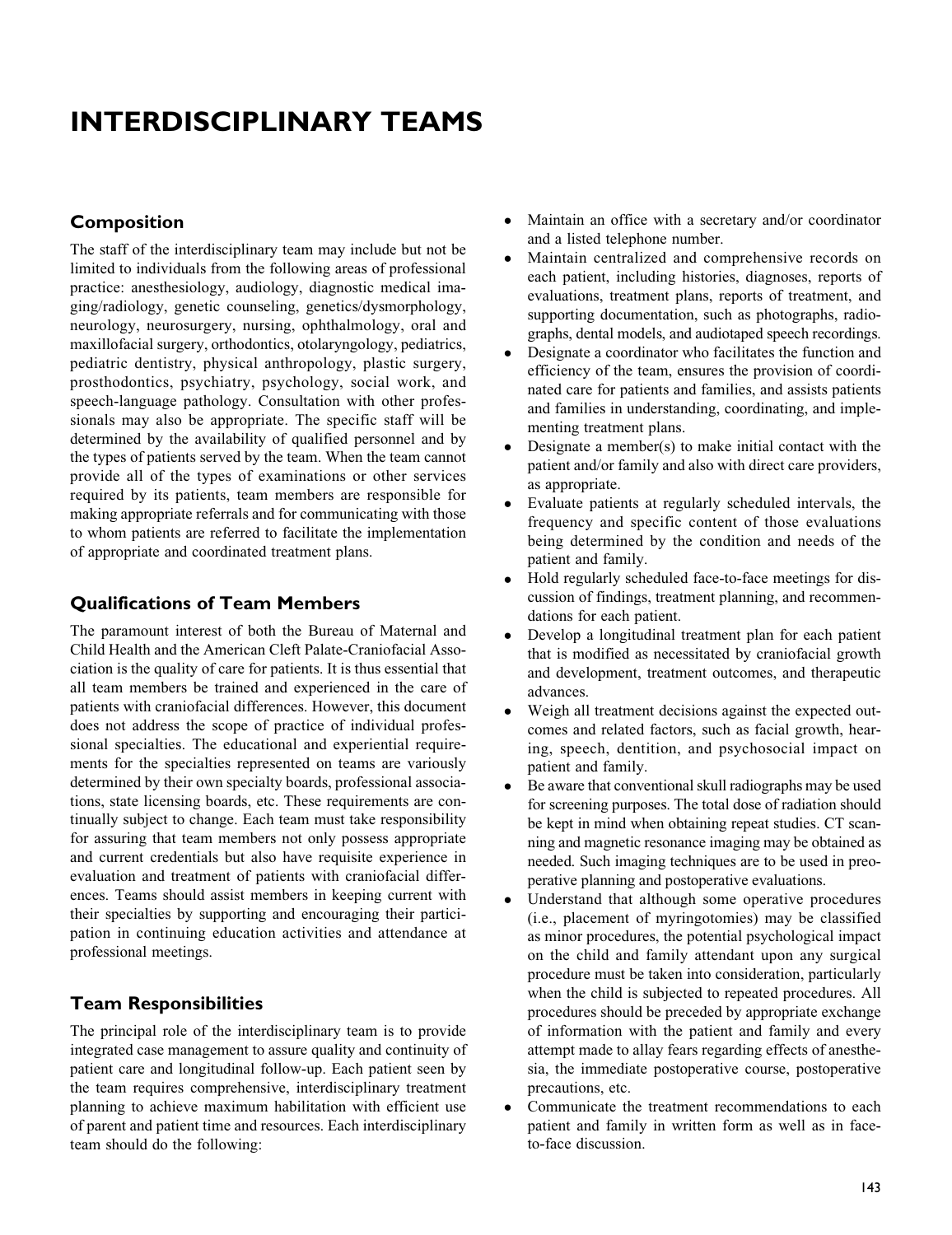# INTERDISCIPLINARY TEAMS

## Composition

The staff of the interdisciplinary team may include but not be limited to individuals from the following areas of professional practice: anesthesiology, audiology, diagnostic medical imaging/radiology, genetic counseling, genetics/dysmorphology, neurology, neurosurgery, nursing, ophthalmology, oral and maxillofacial surgery, orthodontics, otolaryngology, pediatrics, pediatric dentistry, physical anthropology, plastic surgery, prosthodontics, psychiatry, psychology, social work, and speech-language pathology. Consultation with other professionals may also be appropriate. The specific staff will be determined by the availability of qualified personnel and by the types of patients served by the team. When the team cannot provide all of the types of examinations or other services required by its patients, team members are responsible for making appropriate referrals and for communicating with those to whom patients are referred to facilitate the implementation of appropriate and coordinated treatment plans.

## Qualifications of Team Members

The paramount interest of both the Bureau of Maternal and Child Health and the American Cleft Palate-Craniofacial Association is the quality of care for patients. It is thus essential that all team members be trained and experienced in the care of patients with craniofacial differences. However, this document does not address the scope of practice of individual professional specialties. The educational and experiential requirements for the specialties represented on teams are variously determined by their own specialty boards, professional associations, state licensing boards, etc. These requirements are continually subject to change. Each team must take responsibility for assuring that team members not only possess appropriate and current credentials but also have requisite experience in evaluation and treatment of patients with craniofacial differences. Teams should assist members in keeping current with their specialties by supporting and encouraging their participation in continuing education activities and attendance at professional meetings.

## Team Responsibilities

The principal role of the interdisciplinary team is to provide integrated case management to assure quality and continuity of patient care and longitudinal follow-up. Each patient seen by the team requires comprehensive, interdisciplinary treatment planning to achieve maximum habilitation with efficient use of parent and patient time and resources. Each interdisciplinary team should do the following:

- Maintain an office with a secretary and/or coordinator and a listed telephone number.
- Maintain centralized and comprehensive records on each patient, including histories, diagnoses, reports of evaluations, treatment plans, reports of treatment, and supporting documentation, such as photographs, radiographs, dental models, and audiotaped speech recordings.
- Designate a coordinator who facilitates the function and efficiency of the team, ensures the provision of coordinated care for patients and families, and assists patients and families in understanding, coordinating, and implementing treatment plans.
- Designate a member(s) to make initial contact with the patient and/or family and also with direct care providers, as appropriate.
- Evaluate patients at regularly scheduled intervals, the frequency and specific content of those evaluations being determined by the condition and needs of the patient and family.
- Hold regularly scheduled face-to-face meetings for discussion of findings, treatment planning, and recommendations for each patient.
- Develop a longitudinal treatment plan for each patient that is modified as necessitated by craniofacial growth and development, treatment outcomes, and therapeutic advances.
- Weigh all treatment decisions against the expected outcomes and related factors, such as facial growth, hearing, speech, dentition, and psychosocial impact on patient and family.
- Be aware that conventional skull radiographs may be used for screening purposes. The total dose of radiation should be kept in mind when obtaining repeat studies. CT scanning and magnetic resonance imaging may be obtained as needed. Such imaging techniques are to be used in preoperative planning and postoperative evaluations.
- Understand that although some operative procedures (i.e., placement of myringotomies) may be classified as minor procedures, the potential psychological impact on the child and family attendant upon any surgical procedure must be taken into consideration, particularly when the child is subjected to repeated procedures. All procedures should be preceded by appropriate exchange of information with the patient and family and every attempt made to allay fears regarding effects of anesthesia, the immediate postoperative course, postoperative precautions, etc.
- Communicate the treatment recommendations to each patient and family in written form as well as in face-to-face discussion.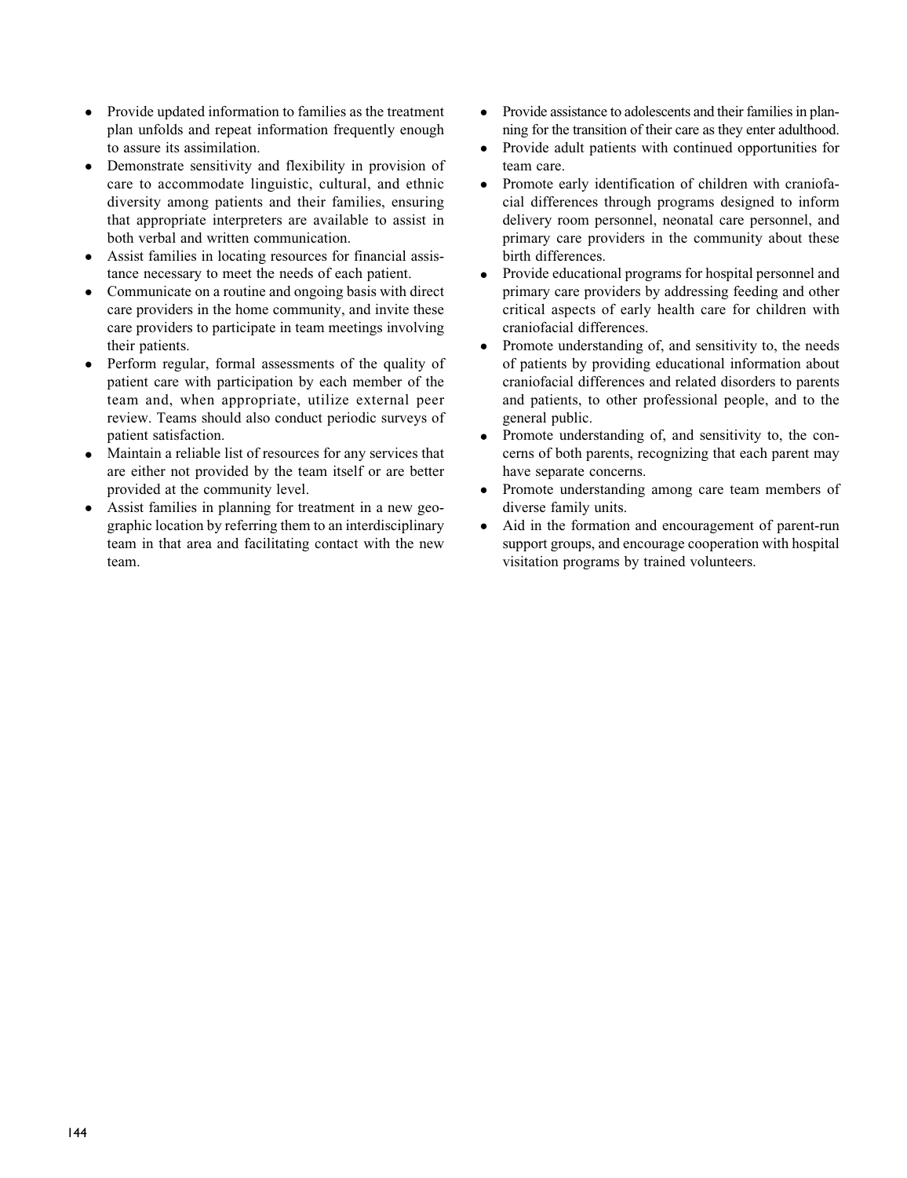- Provide updated information to families as the treatment plan unfolds and repeat information frequently enough to assure its assimilation.
- Demonstrate sensitivity and flexibility in provision of care to accommodate linguistic, cultural, and ethnic diversity among patients and their families, ensuring that appropriate interpreters are available to assist in both verbal and written communication.
- Assist families in locating resources for financial assistance necessary to meet the needs of each patient.
- Communicate on a routine and ongoing basis with direct care providers in the home community, and invite these care providers to participate in team meetings involving their patients.
- Perform regular, formal assessments of the quality of patient care with participation by each member of the team and, when appropriate, utilize external peer review. Teams should also conduct periodic surveys of patient satisfaction.
- Maintain a reliable list of resources for any services that are either not provided by the team itself or are better provided at the community level.
- Assist families in planning for treatment in a new geographic location by referring them to an interdisciplinary team in that area and facilitating contact with the new team.
- Provide assistance to adolescents and their families in planning for the transition of their care as they enter adulthood.
- Provide adult patients with continued opportunities for team care.
- Promote early identification of children with craniofacial differences through programs designed to inform delivery room personnel, neonatal care personnel, and primary care providers in the community about these birth differences.
- Provide educational programs for hospital personnel and primary care providers by addressing feeding and other critical aspects of early health care for children with craniofacial differences.
- Promote understanding of, and sensitivity to, the needs of patients by providing educational information about craniofacial differences and related disorders to parents and patients, to other professional people, and to the general public.
- Promote understanding of, and sensitivity to, the concerns of both parents, recognizing that each parent may have separate concerns.
- Promote understanding among care team members of diverse family units.
- Aid in the formation and encouragement of parent-run support groups, and encourage cooperation with hospital visitation programs by trained volunteers.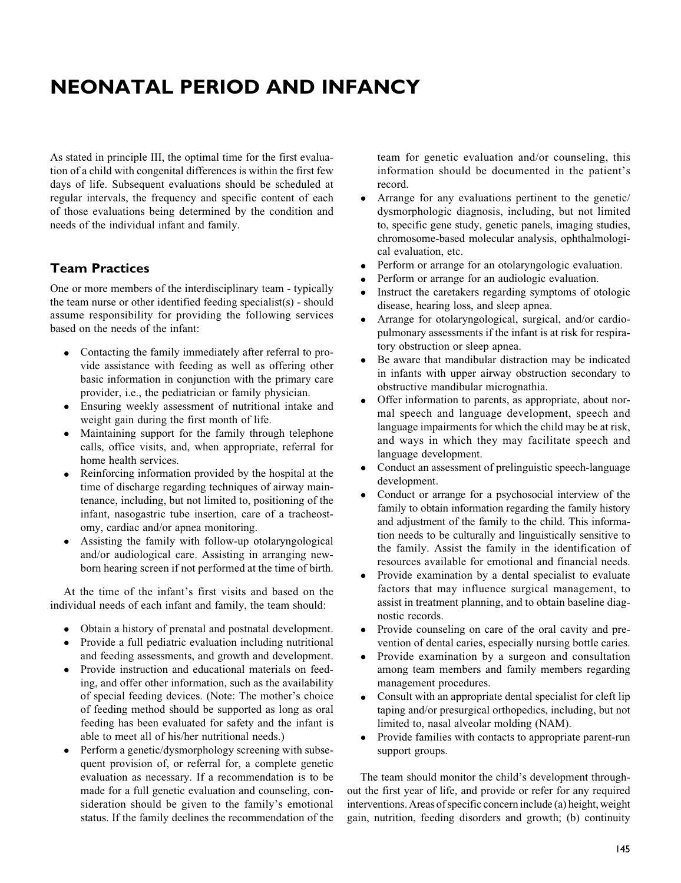# NEONATAL PERIOD AND INFANCY

As stated in principle III, the optimal time for the first evaluation of a child with congenital differences is within the first few days of life. Subsequent evaluations should be scheduled at regular intervals, the frequency and specific content of each of those evaluations being determined by the condition and needs of the individual infant and family.

## Team Practices

One or more members of the interdisciplinary team - typically the team nurse or other identified feeding specialist(s) - should assume responsibility for providing the following services based on the needs of the infant:

- Contacting the family immediately after referral to provide assistance with feeding as well as offering other basic information in conjunction with the primary care provider, i.e., the pediatrician or family physician.
- Ensuring weekly assessment of nutritional intake and weight gain during the first month of life.
- Maintaining support for the family through telephone calls, office visits, and, when appropriate, referral for home health services.
- Reinforcing information provided by the hospital at the time of discharge regarding techniques of airway maintenance, including, but not limited to, positioning of the infant, nasogastric tube insertion, care of a tracheostomy, cardiac and/or apnea monitoring.
- Assisting the family with follow-up otolaryngological and/or audiological care. Assisting in arranging newborn hearing screen if not performed at the time of birth.

At the time of the infant's first visits and based on the individual needs of each infant and family, the team should:

- Obtain a history of prenatal and postnatal development.
- Provide a full pediatric evaluation including nutritional and feeding assessments, and growth and development.
- Provide instruction and educational materials on feeding, and offer other information, such as the availability of special feeding devices. (Note: The mother's choice of feeding method should be supported as long as oral feeding has been evaluated for safety and the infant is able to meet all of his/her nutritional needs.)
- Perform a genetic/dysmorphology screening with subsequent provision of, or referral for, a complete genetic evaluation as necessary. If a recommendation is to be made for a full genetic evaluation and counseling, consideration should be given to the family's emotional status. If the family declines the recommendation of the team for genetic evaluation and/or counseling, this information should be documented in the patient's record.
- Arrange for any evaluations pertinent to the genetic/dysmorphologic diagnosis, including, but not limited to, specific gene study, genetic panels, imaging studies, chromosome-based molecular analysis, ophthalmological evaluation, etc.
- Perform or arrange for an otolaryngologic evaluation.
- Perform or arrange for an audiologic evaluation.
- Instruct the caretakers regarding symptoms of otologic disease, hearing loss, and sleep apnea.
- Arrange for otolaryngological, surgical, and/or cardiopulmonary assessments if the infant is at risk for respiratory obstruction or sleep apnea.
- Be aware that mandibular distraction may be indicated in infants with upper airway obstruction secondary to obstructive mandibular micrognathia.
- Offer information to parents, as appropriate, about normal speech and language development, speech and language impairments for which the child may be at risk, and ways in which they may facilitate speech and language development.
- Conduct an assessment of prelinguistic speech-language development.
- Conduct or arrange for a psychosocial interview of the family to obtain information regarding the family history and adjustment of the family to the child. This information needs to be culturally and linguistically sensitive to the family. Assist the family in the identification of resources available for emotional and financial needs.
- Provide examination by a dental specialist to evaluate factors that may influence surgical management, to assist in treatment planning, and to obtain baseline diagnostic records.
- Provide counseling on care of the oral cavity and prevention of dental caries, especially nursing bottle caries.
- Provide examination by a surgeon and consultation among team members and family members regarding management procedures.
- Consult with an appropriate dental specialist for cleft lip taping and/or presurgical orthopedics, including, but not limited to, nasal alveolar molding (NAM).
- Provide families with contacts to appropriate parent-run support groups.

The team should monitor the child's development throughout the first year of life, and provide or refer for any required interventions. Areas of specific concern include (a) height, weight gain, nutrition, feeding disorders and growth; (b) continuity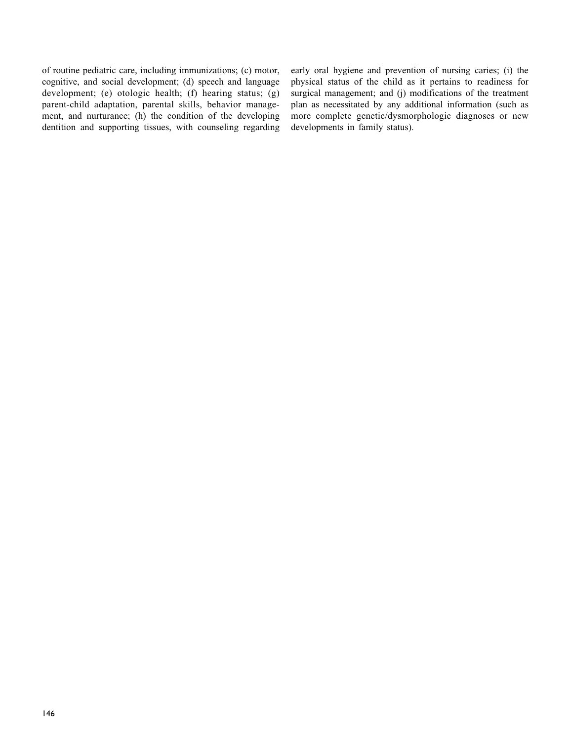of routine pediatric care, including immunizations; (c) motor, cognitive, and social development; (d) speech and language development; (e) otologic health; (f) hearing status; (g) parent-child adaptation, parental skills, behavior management, and nurturance; (h) the condition of the developing dentition and supporting tissues, with counseling regarding early oral hygiene and prevention of nursing caries; (i) the physical status of the child as it pertains to readiness for surgical management; and (j) modifications of the treatment plan as necessitated by any additional information (such as more complete genetic/dysmorphologic diagnoses or new developments in family status).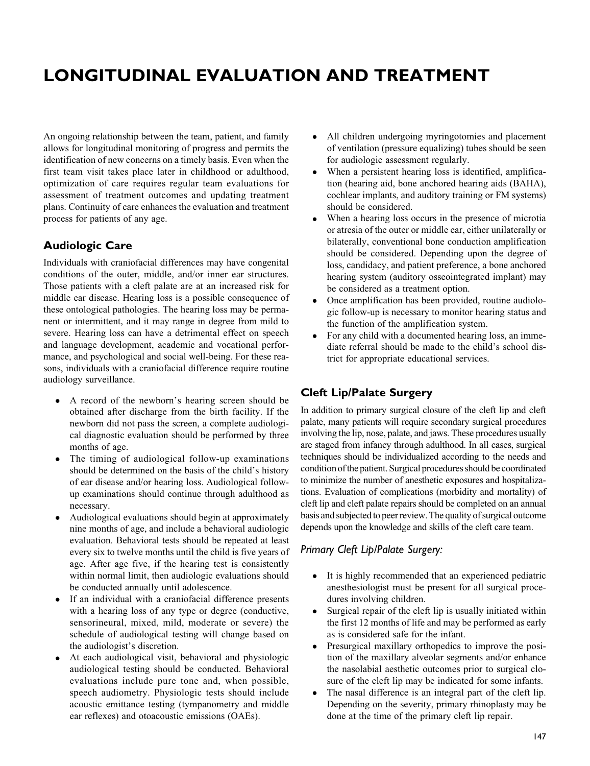# LONGITUDINAL EVALUATION AND TREATMENT

An ongoing relationship between the team, patient, and family allows for longitudinal monitoring of progress and permits the identification of new concerns on a timely basis. Even when the first team visit takes place later in childhood or adulthood, optimization of care requires regular team evaluations for assessment of treatment outcomes and updating treatment plans. Continuity of care enhances the evaluation and treatment process for patients of any age.

## Audiologic Care

Individuals with craniofacial differences may have congenital conditions of the outer, middle, and/or inner ear structures. Those patients with a cleft palate are at an increased risk for middle ear disease. Hearing loss is a possible consequence of these ontological pathologies. The hearing loss may be permanent or intermittent, and it may range in degree from mild to severe. Hearing loss can have a detrimental effect on speech and language development, academic and vocational performance, and psychological and social well-being. For these reasons, individuals with a craniofacial difference require routine audiology surveillance.

- A record of the newborn's hearing screen should be obtained after discharge from the birth facility. If the newborn did not pass the screen, a complete audiological diagnostic evaluation should be performed by three months of age.
- The timing of audiological follow-up examinations should be determined on the basis of the child's history of ear disease and/or hearing loss. Audiological follow-up examinations should continue through adulthood as necessary.
- Audiological evaluations should begin at approximately nine months of age, and include a behavioral audiologic evaluation. Behavioral tests should be repeated at least every six to twelve months until the child is five years of age. After age five, if the hearing test is consistently within normal limit, then audiologic evaluations should be conducted annually until adolescence.
- If an individual with a craniofacial difference presents with a hearing loss of any type or degree (conductive, sensorineural, mixed, mild, moderate or severe) the schedule of audiological testing will change based on the audiologist's discretion.
- At each audiological visit, behavioral and physiologic audiological testing should be conducted. Behavioral evaluations include pure tone and, when possible, speech audiometry. Physiologic tests should include acoustic emittance testing (tympanometry and middle ear reflexes) and otoacoustic emissions (OAEs).
- All children undergoing myringotomies and placement of ventilation (pressure equalizing) tubes should be seen for audiologic assessment regularly.
- When a persistent hearing loss is identified, amplification (hearing aid, bone anchored hearing aids (BAHA), cochlear implants, and auditory training or FM systems) should be considered.
- When a hearing loss occurs in the presence of microtia or atresia of the outer or middle ear, either unilaterally or bilaterally, conventional bone conduction amplification should be considered. Depending upon the degree of loss, candidacy, and patient preference, a bone anchored hearing system (auditory osseointegrated implant) may be considered as a treatment option.
- Once amplification has been provided, routine audiologic follow-up is necessary to monitor hearing status and the function of the amplification system.
- For any child with a documented hearing loss, an immediate referral should be made to the child's school district for appropriate educational services.

## Cleft Lip/Palate Surgery

In addition to primary surgical closure of the cleft lip and cleft palate, many patients will require secondary surgical procedures involving the lip, nose, palate, and jaws. These procedures usually are staged from infancy through adulthood. In all cases, surgical techniques should be individualized according to the needs and condition of the patient. Surgical procedures should be coordinated to minimize the number of anesthetic exposures and hospitalizations. Evaluation of complications (morbidity and mortality) of cleft lip and cleft palate repairs should be completed on an annual basis and subjected to peer review. The quality of surgical outcome depends upon the knowledge and skills of the cleft care team.

### *Primary Cleft Lip/Palate Surgery:*

- It is highly recommended that an experienced pediatric anesthesiologist must be present for all surgical procedures involving children.
- Surgical repair of the cleft lip is usually initiated within the first 12 months of life and may be performed as early as is considered safe for the infant.
- Presurgical maxillary orthopedics to improve the position of the maxillary alveolar segments and/or enhance the nasolabial aesthetic outcomes prior to surgical closure of the cleft lip may be indicated for some infants.
- The nasal difference is an integral part of the cleft lip. Depending on the severity, primary rhinoplasty may be done at the time of the primary cleft lip repair.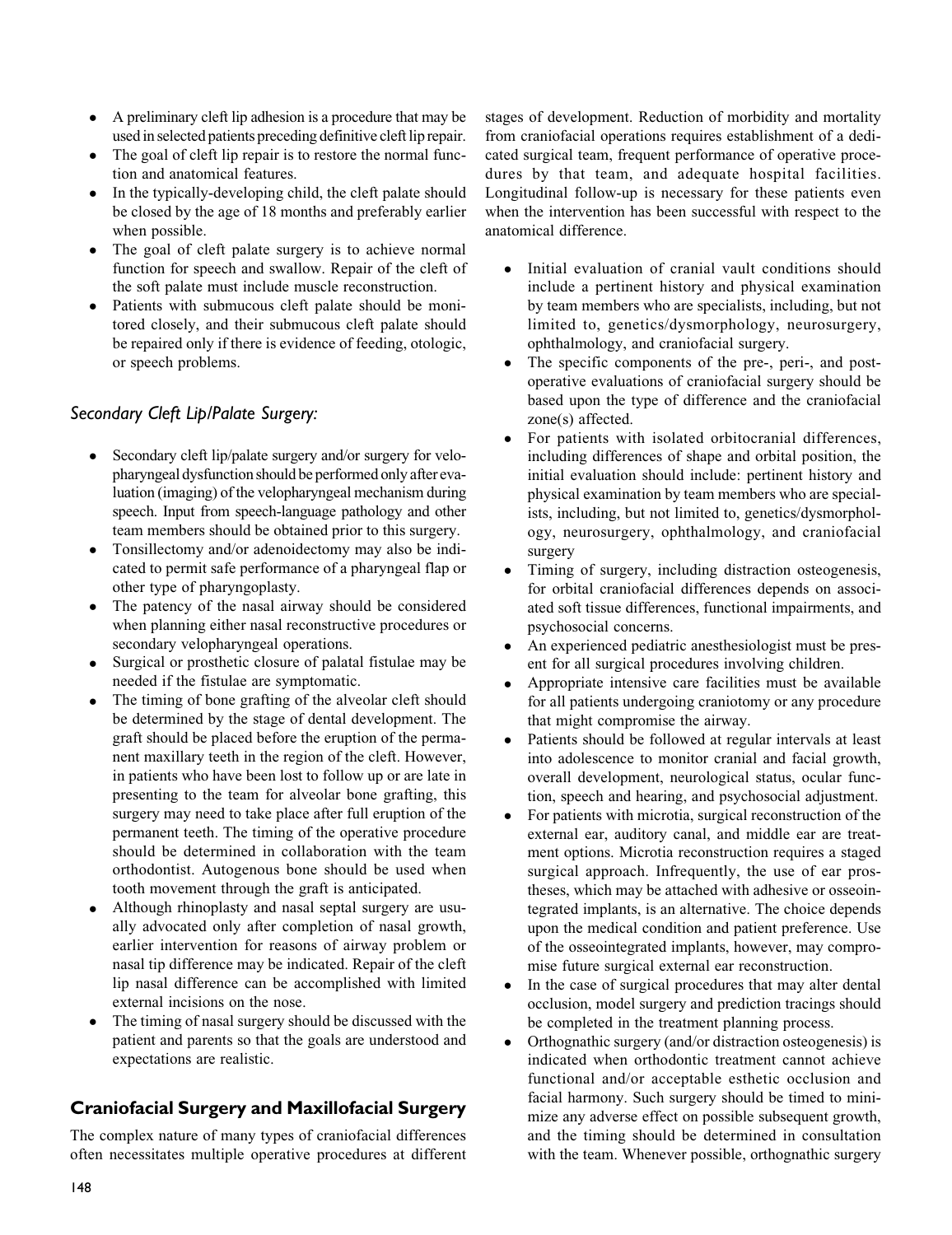- A preliminary cleft lip adhesion is a procedure that may be used in selected patients preceding definitive cleft lip repair.
- The goal of cleft lip repair is to restore the normal function and anatomical features.
- In the typically-developing child, the cleft palate should be closed by the age of 18 months and preferably earlier when possible.
- The goal of cleft palate surgery is to achieve normal function for speech and swallow. Repair of the cleft of the soft palate must include muscle reconstruction.
- Patients with submucous cleft palate should be monitored closely, and their submucous cleft palate should be repaired only if there is evidence of feeding, otologic, or speech problems.

### *Secondary Cleft Lip/Palate Surgery:*

- Secondary cleft lip/palate surgery and/or surgery for velopharyngeal dysfunction should be performed only after evaluation (imaging) of the velopharyngeal mechanism during speech. Input from speech-language pathology and other team members should be obtained prior to this surgery.
- Tonsillectomy and/or adenoidectomy may also be indicated to permit safe performance of a pharyngeal flap or other type of pharyngoplasty.
- The patency of the nasal airway should be considered when planning either nasal reconstructive procedures or secondary velopharyngeal operations.
- Surgical or prosthetic closure of palatal fistulae may be needed if the fistulae are symptomatic.
- The timing of bone grafting of the alveolar cleft should be determined by the stage of dental development. The graft should be placed before the eruption of the permanent maxillary teeth in the region of the cleft. However, in patients who have been lost to follow up or are late in presenting to the team for alveolar bone grafting, this surgery may need to take place after full eruption of the permanent teeth. The timing of the operative procedure should be determined in collaboration with the team orthodontist. Autogenous bone should be used when tooth movement through the graft is anticipated.
- Although rhinoplasty and nasal septal surgery are usually advocated only after completion of nasal growth, earlier intervention for reasons of airway problem or nasal tip difference may be indicated. Repair of the cleft lip nasal difference can be accomplished with limited external incisions on the nose.
- The timing of nasal surgery should be discussed with the patient and parents so that the goals are understood and expectations are realistic.

## Craniofacial Surgery and Maxillofacial Surgery

The complex nature of many types of craniofacial differences often necessitates multiple operative procedures at different stages of development. Reduction of morbidity and mortality from craniofacial operations requires establishment of a dedicated surgical team, frequent performance of operative procedures by that team, and adequate hospital facilities. Longitudinal follow-up is necessary for these patients even when the intervention has been successful with respect to the anatomical difference.

- Initial evaluation of cranial vault conditions should include a pertinent history and physical examination by team members who are specialists, including, but not limited to, genetics/dysmorphology, neurosurgery, ophthalmology, and craniofacial surgery.
- The specific components of the pre-, peri-, and post-operative evaluations of craniofacial surgery should be based upon the type of difference and the craniofacial zone(s) affected.
- For patients with isolated orbitocranial differences, including differences of shape and orbital position, the initial evaluation should include: pertinent history and physical examination by team members who are specialists, including, but not limited to, genetics/dysmorphology, neurosurgery, ophthalmology, and craniofacial surgery
- Timing of surgery, including distraction osteogenesis, for orbital craniofacial differences depends on associated soft tissue differences, functional impairments, and psychosocial concerns.
- An experienced pediatric anesthesiologist must be present for all surgical procedures involving children.
- Appropriate intensive care facilities must be available for all patients undergoing craniotomy or any procedure that might compromise the airway.
- Patients should be followed at regular intervals at least into adolescence to monitor cranial and facial growth, overall development, neurological status, ocular function, speech and hearing, and psychosocial adjustment.
- For patients with microtia, surgical reconstruction of the external ear, auditory canal, and middle ear are treatment options. Microtia reconstruction requires a staged surgical approach. Infrequently, the use of ear prostheses, which may be attached with adhesive or osseointegrated implants, is an alternative. The choice depends upon the medical condition and patient preference. Use of the osseointegrated implants, however, may compromise future surgical external ear reconstruction.
- In the case of surgical procedures that may alter dental occlusion, model surgery and prediction tracings should be completed in the treatment planning process.
- Orthognathic surgery (and/or distraction osteogenesis) is indicated when orthodontic treatment cannot achieve functional and/or acceptable esthetic occlusion and facial harmony. Such surgery should be timed to minimize any adverse effect on possible subsequent growth, and the timing should be determined in consultation with the team. Whenever possible, orthognathic surgery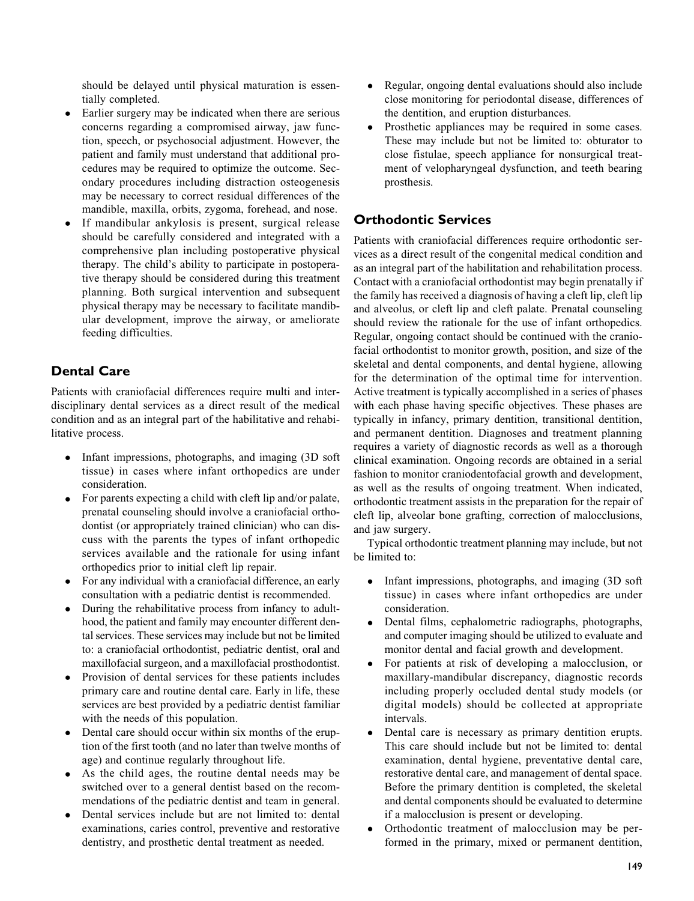should be delayed until physical maturation is essentially completed.

- Earlier surgery may be indicated when there are serious concerns regarding a compromised airway, jaw function, speech, or psychosocial adjustment. However, the patient and family must understand that additional procedures may be required to optimize the outcome. Secondary procedures including distraction osteogenesis may be necessary to correct residual differences of the mandible, maxilla, orbits, zygoma, forehead, and nose.
- If mandibular ankylosis is present, surgical release should be carefully considered and integrated with a comprehensive plan including postoperative physical therapy. The child's ability to participate in postoperative therapy should be considered during this treatment planning. Both surgical intervention and subsequent physical therapy may be necessary to facilitate mandibular development, improve the airway, or ameliorate feeding difficulties.

## Dental Care

Patients with craniofacial differences require multi and interdisciplinary dental services as a direct result of the medical condition and as an integral part of the habilitative and rehabilitative process.

- Infant impressions, photographs, and imaging (3D soft tissue) in cases where infant orthopedics are under consideration.
- For parents expecting a child with cleft lip and/or palate, prenatal counseling should involve a craniofacial orthodontist (or appropriately trained clinician) who can discuss with the parents the types of infant orthopedic services available and the rationale for using infant orthopedics prior to initial cleft lip repair.
- For any individual with a craniofacial difference, an early consultation with a pediatric dentist is recommended.
- During the rehabilitative process from infancy to adulthood, the patient and family may encounter different dental services. These services may include but not be limited to: a craniofacial orthodontist, pediatric dentist, oral and maxillofacial surgeon, and a maxillofacial prosthodontist.
- Provision of dental services for these patients includes primary care and routine dental care. Early in life, these services are best provided by a pediatric dentist familiar with the needs of this population.
- Dental care should occur within six months of the eruption of the first tooth (and no later than twelve months of age) and continue regularly throughout life.
- As the child ages, the routine dental needs may be switched over to a general dentist based on the recommendations of the pediatric dentist and team in general.
- Dental services include but are not limited to: dental examinations, caries control, preventive and restorative dentistry, and prosthetic dental treatment as needed.
- Regular, ongoing dental evaluations should also include close monitoring for periodontal disease, differences of the dentition, and eruption disturbances.
- Prosthetic appliances may be required in some cases. These may include but not be limited to: obturator to close fistulae, speech appliance for nonsurgical treatment of velopharyngeal dysfunction, and teeth bearing prosthesis.

## Orthodontic Services

Patients with craniofacial differences require orthodontic services as a direct result of the congenital medical condition and as an integral part of the habilitation and rehabilitation process. Contact with a craniofacial orthodontist may begin prenatally if the family has received a diagnosis of having a cleft lip, cleft lip and alveolus, or cleft lip and cleft palate. Prenatal counseling should review the rationale for the use of infant orthopedics. Regular, ongoing contact should be continued with the craniofacial orthodontist to monitor growth, position, and size of the skeletal and dental components, and dental hygiene, allowing for the determination of the optimal time for intervention. Active treatment is typically accomplished in a series of phases with each phase having specific objectives. These phases are typically in infancy, primary dentition, transitional dentition, and permanent dentition. Diagnoses and treatment planning requires a variety of diagnostic records as well as a thorough clinical examination. Ongoing records are obtained in a serial fashion to monitor craniodentofacial growth and development, as well as the results of ongoing treatment. When indicated, orthodontic treatment assists in the preparation for the repair of cleft lip, alveolar bone grafting, correction of malocclusions, and jaw surgery.

Typical orthodontic treatment planning may include, but not be limited to:

- Infant impressions, photographs, and imaging (3D soft tissue) in cases where infant orthopedics are under consideration.
- Dental films, cephalometric radiographs, photographs, and computer imaging should be utilized to evaluate and monitor dental and facial growth and development.
- For patients at risk of developing a malocclusion, or maxillary-mandibular discrepancy, diagnostic records including properly occluded dental study models (or digital models) should be collected at appropriate intervals.
- Dental care is necessary as primary dentition erupts. This care should include but not be limited to: dental examination, dental hygiene, preventative dental care, restorative dental care, and management of dental space. Before the primary dentition is completed, the skeletal and dental components should be evaluated to determine if a malocclusion is present or developing.
- Orthodontic treatment of malocclusion may be performed in the primary, mixed or permanent dentition,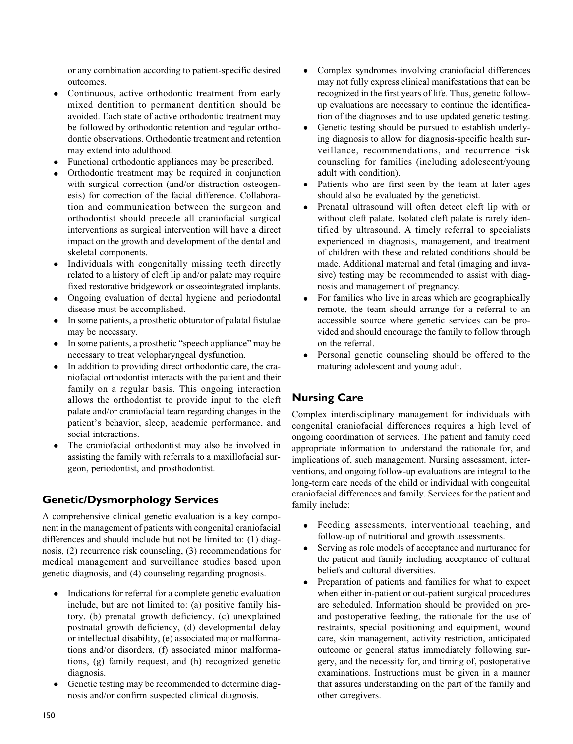or any combination according to patient-specific desired outcomes.

- Continuous, active orthodontic treatment from early mixed dentition to permanent dentition should be avoided. Each state of active orthodontic treatment may be followed by orthodontic retention and regular orthodontic observations. Orthodontic treatment and retention may extend into adulthood.
- Functional orthodontic appliances may be prescribed.
- Orthodontic treatment may be required in conjunction with surgical correction (and/or distraction osteogenesis) for correction of the facial difference. Collaboration and communication between the surgeon and orthodontist should precede all craniofacial surgical interventions as surgical intervention will have a direct impact on the growth and development of the dental and skeletal components.
- Individuals with congenitally missing teeth directly related to a history of cleft lip and/or palate may require fixed restorative bridgework or osseointegrated implants.
- Ongoing evaluation of dental hygiene and periodontal disease must be accomplished.
- In some patients, a prosthetic obturator of palatal fistulae may be necessary.
- In some patients, a prosthetic "speech appliance" may be necessary to treat velopharyngeal dysfunction.
- In addition to providing direct orthodontic care, the craniofacial orthodontist interacts with the patient and their family on a regular basis. This ongoing interaction allows the orthodontist to provide input to the cleft palate and/or craniofacial team regarding changes in the patient's behavior, sleep, academic performance, and social interactions.
- The craniofacial orthodontist may also be involved in assisting the family with referrals to a maxillofacial surgeon, periodontist, and prosthodontist.

## Genetic/Dysmorphology Services

A comprehensive clinical genetic evaluation is a key component in the management of patients with congenital craniofacial differences and should include but not be limited to: (1) diagnosis, (2) recurrence risk counseling, (3) recommendations for medical management and surveillance studies based upon genetic diagnosis, and (4) counseling regarding prognosis.

- Indications for referral for a complete genetic evaluation include, but are not limited to: (a) positive family history, (b) prenatal growth deficiency, (c) unexplained postnatal growth deficiency, (d) developmental delay or intellectual disability, (e) associated major malformations and/or disorders, (f) associated minor malformations, (g) family request, and (h) recognized genetic diagnosis.
- Genetic testing may be recommended to determine diagnosis and/or confirm suspected clinical diagnosis.
- Complex syndromes involving craniofacial differences may not fully express clinical manifestations that can be recognized in the first years of life. Thus, genetic follow-up evaluations are necessary to continue the identification of the diagnoses and to use updated genetic testing.
- Genetic testing should be pursued to establish underlying diagnosis to allow for diagnosis-specific health surveillance, recommendations, and recurrence risk counseling for families (including adolescent/young adult with condition).
- Patients who are first seen by the team at later ages should also be evaluated by the geneticist.
- Prenatal ultrasound will often detect cleft lip with or without cleft palate. Isolated cleft palate is rarely identified by ultrasound. A timely referral to specialists experienced in diagnosis, management, and treatment of children with these and related conditions should be made. Additional maternal and fetal (imaging and invasive) testing may be recommended to assist with diagnosis and management of pregnancy.
- For families who live in areas which are geographically remote, the team should arrange for a referral to an accessible source where genetic services can be provided and should encourage the family to follow through on the referral.
- Personal genetic counseling should be offered to the maturing adolescent and young adult.

## Nursing Care

Complex interdisciplinary management for individuals with congenital craniofacial differences requires a high level of ongoing coordination of services. The patient and family need appropriate information to understand the rationale for, and implications of, such management. Nursing assessment, interventions, and ongoing follow-up evaluations are integral to the long-term care needs of the child or individual with congenital craniofacial differences and family. Services for the patient and family include:

- Feeding assessments, interventional teaching, and follow-up of nutritional and growth assessments.
- Serving as role models of acceptance and nurturance for the patient and family including acceptance of cultural beliefs and cultural diversities.
- Preparation of patients and families for what to expect when either in-patient or out-patient surgical procedures are scheduled. Information should be provided on pre- and postoperative feeding, the rationale for the use of restraints, special positioning and equipment, wound care, skin management, activity restriction, anticipated outcome or general status immediately following surgery, and the necessity for, and timing of, postoperative examinations. Instructions must be given in a manner that assures understanding on the part of the family and other caregivers.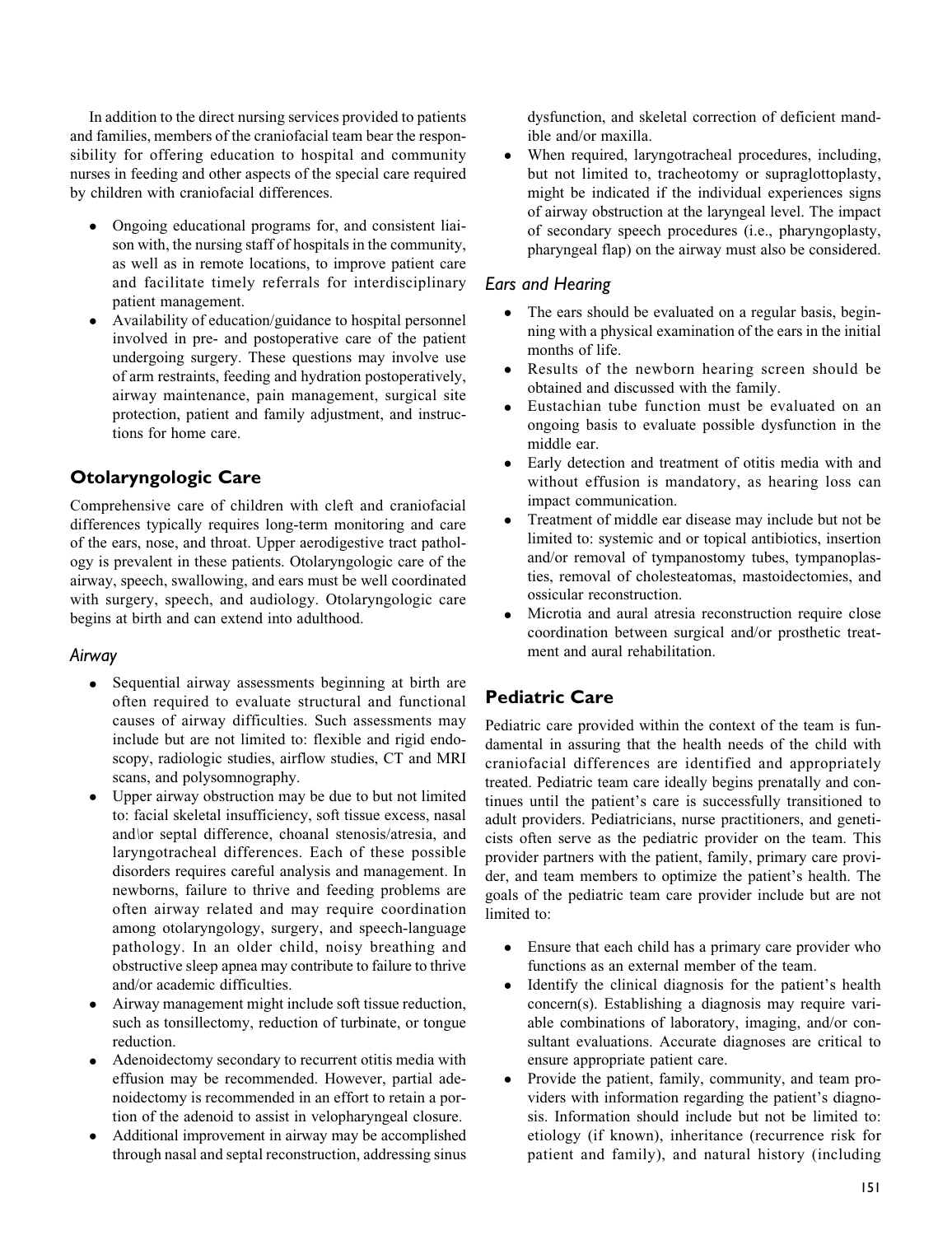In addition to the direct nursing services provided to patients and families, members of the craniofacial team bear the responsibility for offering education to hospital and community nurses in feeding and other aspects of the special care required by children with craniofacial differences.

- Ongoing educational programs for, and consistent liaison with, the nursing staff of hospitals in the community, as well as in remote locations, to improve patient care and facilitate timely referrals for interdisciplinary patient management.
- Availability of education/guidance to hospital personnel involved in pre- and postoperative care of the patient undergoing surgery. These questions may involve use of arm restraints, feeding and hydration postoperatively, airway maintenance, pain management, surgical site protection, patient and family adjustment, and instructions for home care.

## Otolaryngologic Care

Comprehensive care of children with cleft and craniofacial differences typically requires long-term monitoring and care of the ears, nose, and throat. Upper aerodigestive tract pathology is prevalent in these patients. Otolaryngologic care of the airway, speech, swallowing, and ears must be well coordinated with surgery, speech, and audiology. Otolaryngologic care begins at birth and can extend into adulthood.

### *Airway*

- Sequential airway assessments beginning at birth are often required to evaluate structural and functional causes of airway difficulties. Such assessments may include but are not limited to: flexible and rigid endoscopy, radiologic studies, airflow studies, CT and MRI scans, and polysomnography.
- Upper airway obstruction may be due to but not limited to: facial skeletal insufficiency, soft tissue excess, nasal and\or septal difference, choanal stenosis/atresia, and laryngotracheal differences. Each of these possible disorders requires careful analysis and management. In newborns, failure to thrive and feeding problems are often airway related and may require coordination among otolaryngology, surgery, and speech-language pathology. In an older child, noisy breathing and obstructive sleep apnea may contribute to failure to thrive and/or academic difficulties.
- Airway management might include soft tissue reduction, such as tonsillectomy, reduction of turbinate, or tongue reduction.
- Adenoidectomy secondary to recurrent otitis media with effusion may be recommended. However, partial adenoidectomy is recommended in an effort to retain a portion of the adenoid to assist in velopharyngeal closure.
- Additional improvement in airway may be accomplished through nasal and septal reconstruction, addressing sinus dysfunction, and skeletal correction of deficient mandible and/or maxilla.
- When required, laryngotracheal procedures, including, but not limited to, tracheotomy or supraglottoplasty, might be indicated if the individual experiences signs of airway obstruction at the laryngeal level. The impact of secondary speech procedures (i.e., pharyngoplasty, pharyngeal flap) on the airway must also be considered.

### *Ears and Hearing*

- The ears should be evaluated on a regular basis, beginning with a physical examination of the ears in the initial months of life.
- Results of the newborn hearing screen should be obtained and discussed with the family.
- Eustachian tube function must be evaluated on an ongoing basis to evaluate possible dysfunction in the middle ear.
- Early detection and treatment of otitis media with and without effusion is mandatory, as hearing loss can impact communication.
- Treatment of middle ear disease may include but not be limited to: systemic and or topical antibiotics, insertion and/or removal of tympanostomy tubes, tympanoplasties, removal of cholesteatomas, mastoidectomies, and ossicular reconstruction.
- Microtia and aural atresia reconstruction require close coordination between surgical and/or prosthetic treatment and aural rehabilitation.

## Pediatric Care

Pediatric care provided within the context of the team is fundamental in assuring that the health needs of the child with craniofacial differences are identified and appropriately treated. Pediatric team care ideally begins prenatally and continues until the patient's care is successfully transitioned to adult providers. Pediatricians, nurse practitioners, and geneticists often serve as the pediatric provider on the team. This provider partners with the patient, family, primary care provider, and team members to optimize the patient's health. The goals of the pediatric team care provider include but are not limited to:

- Ensure that each child has a primary care provider who functions as an external member of the team.
- Identify the clinical diagnosis for the patient's health concern(s). Establishing a diagnosis may require variable combinations of laboratory, imaging, and/or consultant evaluations. Accurate diagnoses are critical to ensure appropriate patient care.
- Provide the patient, family, community, and team providers with information regarding the patient's diagnosis. Information should include but not be limited to: etiology (if known), inheritance (recurrence risk for patient and family), and natural history (including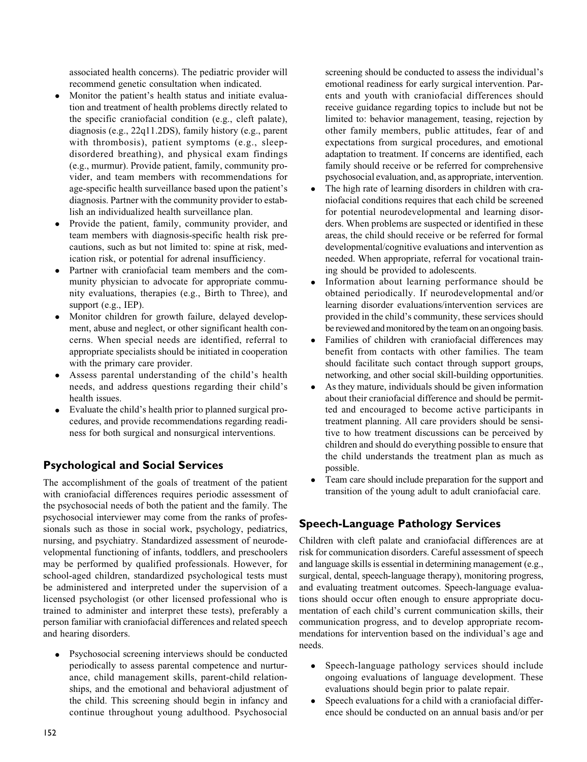associated health concerns). The pediatric provider will recommend genetic consultation when indicated.

- Monitor the patient's health status and initiate evaluation and treatment of health problems directly related to the specific craniofacial condition (e.g., cleft palate), diagnosis (e.g., 22q11.2DS), family history (e.g., parent with thrombosis), patient symptoms (e.g., sleep-disordered breathing), and physical exam findings (e.g., murmur). Provide patient, family, community provider, and team members with recommendations for age-specific health surveillance based upon the patient's diagnosis. Partner with the community provider to establish an individualized health surveillance plan.
- Provide the patient, family, community provider, and team members with diagnosis-specific health risk precautions, such as but not limited to: spine at risk, medication risk, or potential for adrenal insufficiency.
- Partner with craniofacial team members and the community physician to advocate for appropriate community evaluations, therapies (e.g., Birth to Three), and support (e.g., IEP).
- Monitor children for growth failure, delayed development, abuse and neglect, or other significant health concerns. When special needs are identified, referral to appropriate specialists should be initiated in cooperation with the primary care provider.
- Assess parental understanding of the child's health needs, and address questions regarding their child's health issues.
- Evaluate the child's health prior to planned surgical procedures, and provide recommendations regarding readiness for both surgical and nonsurgical interventions.

## Psychological and Social Services

The accomplishment of the goals of treatment of the patient with craniofacial differences requires periodic assessment of the psychosocial needs of both the patient and the family. The psychosocial interviewer may come from the ranks of professionals such as those in social work, psychology, pediatrics, nursing, and psychiatry. Standardized assessment of neurodevelopmental functioning of infants, toddlers, and preschoolers may be performed by qualified professionals. However, for school-aged children, standardized psychological tests must be administered and interpreted under the supervision of a licensed psychologist (or other licensed professional who is trained to administer and interpret these tests), preferably a person familiar with craniofacial differences and related speech and hearing disorders.

- Psychosocial screening interviews should be conducted periodically to assess parental competence and nurturance, child management skills, parent-child relationships, and the emotional and behavioral adjustment of the child. This screening should begin in infancy and continue throughout young adulthood. Psychosocial screening should be conducted to assess the individual's emotional readiness for early surgical intervention. Parents and youth with craniofacial differences should receive guidance regarding topics to include but not be limited to: behavior management, teasing, rejection by other family members, public attitudes, fear of and expectations from surgical procedures, and emotional adaptation to treatment. If concerns are identified, each family should receive or be referred for comprehensive psychosocial evaluation, and, as appropriate, intervention.
- The high rate of learning disorders in children with craniofacial conditions requires that each child be screened for potential neurodevelopmental and learning disorders. When problems are suspected or identified in these areas, the child should receive or be referred for formal developmental/cognitive evaluations and intervention as needed. When appropriate, referral for vocational training should be provided to adolescents.
- Information about learning performance should be obtained periodically. If neurodevelopmental and/or learning disorder evaluations/intervention services are provided in the child's community, these services should be reviewed and monitored by the team on an ongoing basis.
- Families of children with craniofacial differences may benefit from contacts with other families. The team should facilitate such contact through support groups, networking, and other social skill-building opportunities.
- As they mature, individuals should be given information about their craniofacial difference and should be permitted and encouraged to become active participants in treatment planning. All care providers should be sensitive to how treatment discussions can be perceived by children and should do everything possible to ensure that the child understands the treatment plan as much as possible.
- Team care should include preparation for the support and transition of the young adult to adult craniofacial care.

## Speech-Language Pathology Services

Children with cleft palate and craniofacial differences are at risk for communication disorders. Careful assessment of speech and language skills is essential in determining management (e.g., surgical, dental, speech-language therapy), monitoring progress, and evaluating treatment outcomes. Speech-language evaluations should occur often enough to ensure appropriate documentation of each child's current communication skills, their communication progress, and to develop appropriate recommendations for intervention based on the individual's age and needs.

- Speech-language pathology services should include ongoing evaluations of language development. These evaluations should begin prior to palate repair.
- Speech evaluations for a child with a craniofacial difference should be conducted on an annual basis and/or per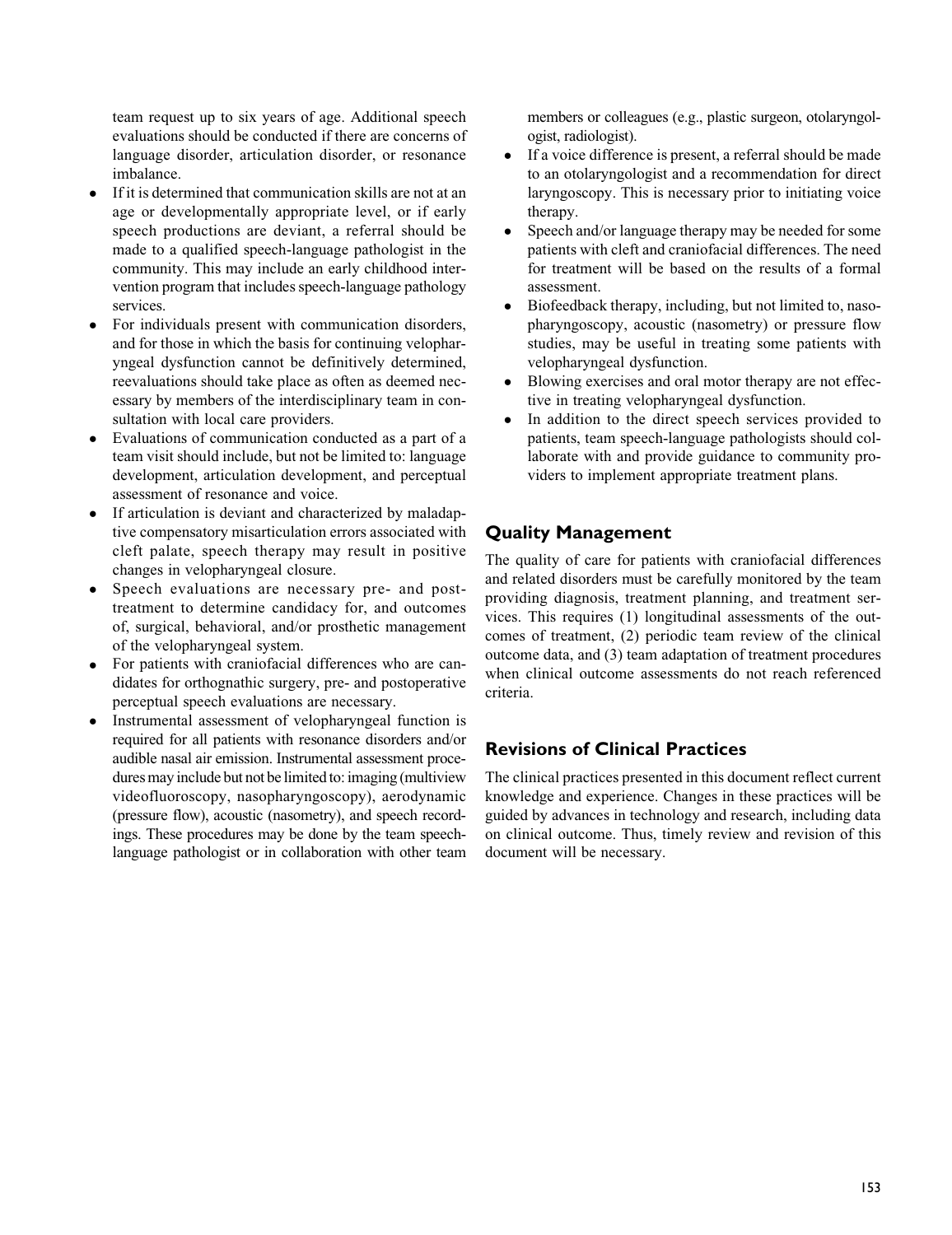team request up to six years of age. Additional speech evaluations should be conducted if there are concerns of language disorder, articulation disorder, or resonance imbalance.

- If it is determined that communication skills are not at an age or developmentally appropriate level, or if early speech productions are deviant, a referral should be made to a qualified speech-language pathologist in the community. This may include an early childhood intervention program that includes speech-language pathology services.
- For individuals present with communication disorders, and for those in which the basis for continuing velopharyngeal dysfunction cannot be definitively determined, reevaluations should take place as often as deemed necessary by members of the interdisciplinary team in consultation with local care providers.
- Evaluations of communication conducted as a part of a team visit should include, but not be limited to: language development, articulation development, and perceptual assessment of resonance and voice.
- If articulation is deviant and characterized by maladaptive compensatory misarticulation errors associated with cleft palate, speech therapy may result in positive changes in velopharyngeal closure.
- Speech evaluations are necessary pre- and post-treatment to determine candidacy for, and outcomes of, surgical, behavioral, and/or prosthetic management of the velopharyngeal system.
- For patients with craniofacial differences who are candidates for orthognathic surgery, pre- and postoperative perceptual speech evaluations are necessary.
- Instrumental assessment of velopharyngeal function is required for all patients with resonance disorders and/or audible nasal air emission. Instrumental assessment procedures may include but not be limited to: imaging (multiview videofluoroscopy, nasopharyngoscopy), aerodynamic (pressure flow), acoustic (nasometry), and speech recordings. These procedures may be done by the team speech-language pathologist or in collaboration with other team members or colleagues (e.g., plastic surgeon, otolaryngologist, radiologist).
- If a voice difference is present, a referral should be made to an otolaryngologist and a recommendation for direct laryngoscopy. This is necessary prior to initiating voice therapy.
- Speech and/or language therapy may be needed for some patients with cleft and craniofacial differences. The need for treatment will be based on the results of a formal assessment.
- Biofeedback therapy, including, but not limited to, nasopharyngoscopy, acoustic (nasometry) or pressure flow studies, may be useful in treating some patients with velopharyngeal dysfunction.
- Blowing exercises and oral motor therapy are not effective in treating velopharyngeal dysfunction.
- In addition to the direct speech services provided to patients, team speech-language pathologists should collaborate with and provide guidance to community providers to implement appropriate treatment plans.

## Quality Management

The quality of care for patients with craniofacial differences and related disorders must be carefully monitored by the team providing diagnosis, treatment planning, and treatment services. This requires (1) longitudinal assessments of the outcomes of treatment, (2) periodic team review of the clinical outcome data, and (3) team adaptation of treatment procedures when clinical outcome assessments do not reach referenced criteria.

## Revisions of Clinical Practices

The clinical practices presented in this document reflect current knowledge and experience. Changes in these practices will be guided by advances in technology and research, including data on clinical outcome. Thus, timely review and revision of this document will be necessary.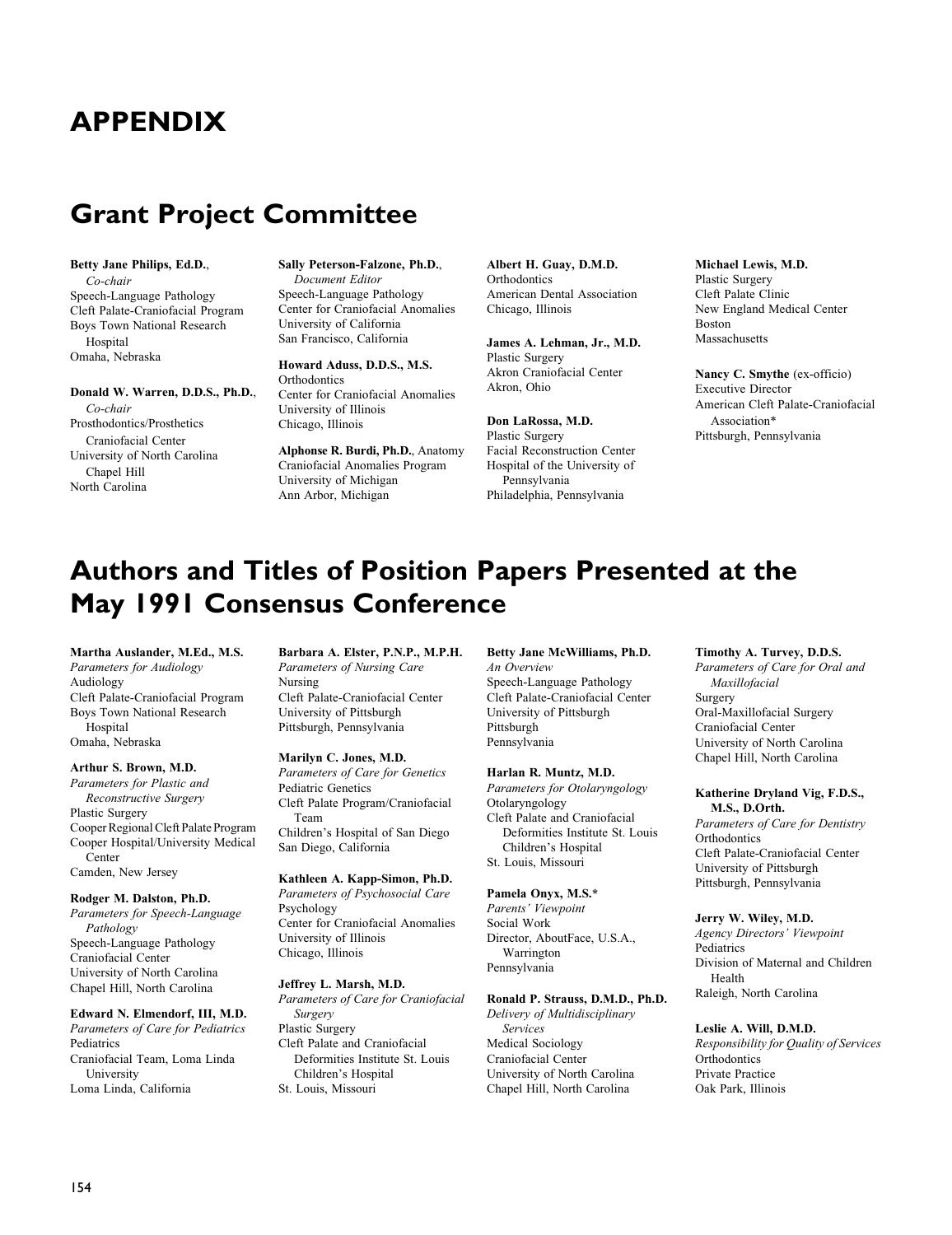# APPENDIX

## Grant Project Committee

**Betty Jane Philips, Ed.D.**,
*Co-chair*
Speech-Language Pathology
Cleft Palate-Craniofacial Program
Boys Town National Research Hospital
Omaha, Nebraska

**Donald W. Warren, D.D.S., Ph.D.**,
*Co-chair*
Prosthodontics/Prosthetics
Craniofacial Center
University of North Carolina
Chapel Hill
North Carolina

**Sally Peterson-Falzone, Ph.D.**,
*Document Editor*
Speech-Language Pathology
Center for Craniofacial Anomalies
University of California
San Francisco, California

**Howard Aduss, D.D.S., M.S.**
Orthodontics
Center for Craniofacial Anomalies
University of Illinois
Chicago, Illinois

**Alphonse R. Burdi, Ph.D.**, Anatomy
Craniofacial Anomalies Program
University of Michigan
Ann Arbor, Michigan

**Albert H. Guay, D.M.D.**
Orthodontics
American Dental Association
Chicago, Illinois

**James A. Lehman, Jr., M.D.**
Plastic Surgery
Akron Craniofacial Center
Akron, Ohio

**Don LaRossa, M.D.**
Plastic Surgery
Facial Reconstruction Center
Hospital of the University of Pennsylvania
Philadelphia, Pennsylvania

**Michael Lewis, M.D.**
Plastic Surgery
Cleft Palate Clinic
New England Medical Center
Boston
Massachusetts

**Nancy C. Smythe** (ex-officio)
Executive Director
American Cleft Palate-Craniofacial Association*
Pittsburgh, Pennsylvania

## Authors and Titles of Position Papers Presented at the May 1991 Consensus Conference

**Martha Auslander, M.Ed., M.S.**
*Parameters for Audiology*
Audiology
Cleft Palate-Craniofacial Program
Boys Town National Research Hospital
Omaha, Nebraska

**Arthur S. Brown, M.D.**
*Parameters for Plastic and Reconstructive Surgery*
Plastic Surgery
Cooper Regional Cleft Palate Program
Cooper Hospital/University Medical Center
Camden, New Jersey

**Rodger M. Dalston, Ph.D.**
*Parameters for Speech-Language Pathology*
Speech-Language Pathology
Craniofacial Center
University of North Carolina
Chapel Hill, North Carolina

**Edward N. Elmendorf, III, M.D.**
*Parameters of Care for Pediatrics*
Pediatrics
Craniofacial Team, Loma Linda University
Loma Linda, California

**Barbara A. Elster, P.N.P., M.P.H.**
*Parameters of Nursing Care*
Nursing
Cleft Palate-Craniofacial Center
University of Pittsburgh
Pittsburgh, Pennsylvania

**Marilyn C. Jones, M.D.**
*Parameters of Care for Genetics*
Pediatric Genetics
Cleft Palate Program/Craniofacial Team
Children's Hospital of San Diego
San Diego, California

**Kathleen A. Kapp-Simon, Ph.D.**
*Parameters of Psychosocial Care*
Psychology
Center for Craniofacial Anomalies
University of Illinois
Chicago, Illinois

**Jeffrey L. Marsh, M.D.**
*Parameters of Care for Craniofacial Surgery*
Plastic Surgery
Cleft Palate and Craniofacial Deformities Institute St. Louis Children's Hospital
St. Louis, Missouri

**Betty Jane McWilliams, Ph.D.**
*An Overview*
Speech-Language Pathology
Cleft Palate-Craniofacial Center
University of Pittsburgh
Pittsburgh
Pennsylvania

**Harlan R. Muntz, M.D.**
*Parameters for Otolaryngology*
Otolaryngology
Cleft Palate and Craniofacial Deformities Institute St. Louis Children's Hospital
St. Louis, Missouri

**Pamela Onyx, M.S.***
*Parents' Viewpoint*
Social Work
Director, AboutFace, U.S.A., Warrington
Pennsylvania

**Ronald P. Strauss, D.M.D., Ph.D.**
*Delivery of Multidisciplinary Services*
Medical Sociology
Craniofacial Center
University of North Carolina
Chapel Hill, North Carolina

**Timothy A. Turvey, D.D.S.**
*Parameters of Care for Oral and Maxillofacial*
Surgery
Oral-Maxillofacial Surgery
Craniofacial Center
University of North Carolina
Chapel Hill, North Carolina

**Katherine Dryland Vig, F.D.S., M.S., D.Orth.**
*Parameters of Care for Dentistry*
Orthodontics
Cleft Palate-Craniofacial Center
University of Pittsburgh
Pittsburgh, Pennsylvania

**Jerry W. Wiley, M.D.**
*Agency Directors' Viewpoint*
Pediatrics
Division of Maternal and Children Health
Raleigh, North Carolina

**Leslie A. Will, D.M.D.**
*Responsibility for Quality of Services*
Orthodontics
Private Practice
Oak Park, Illinois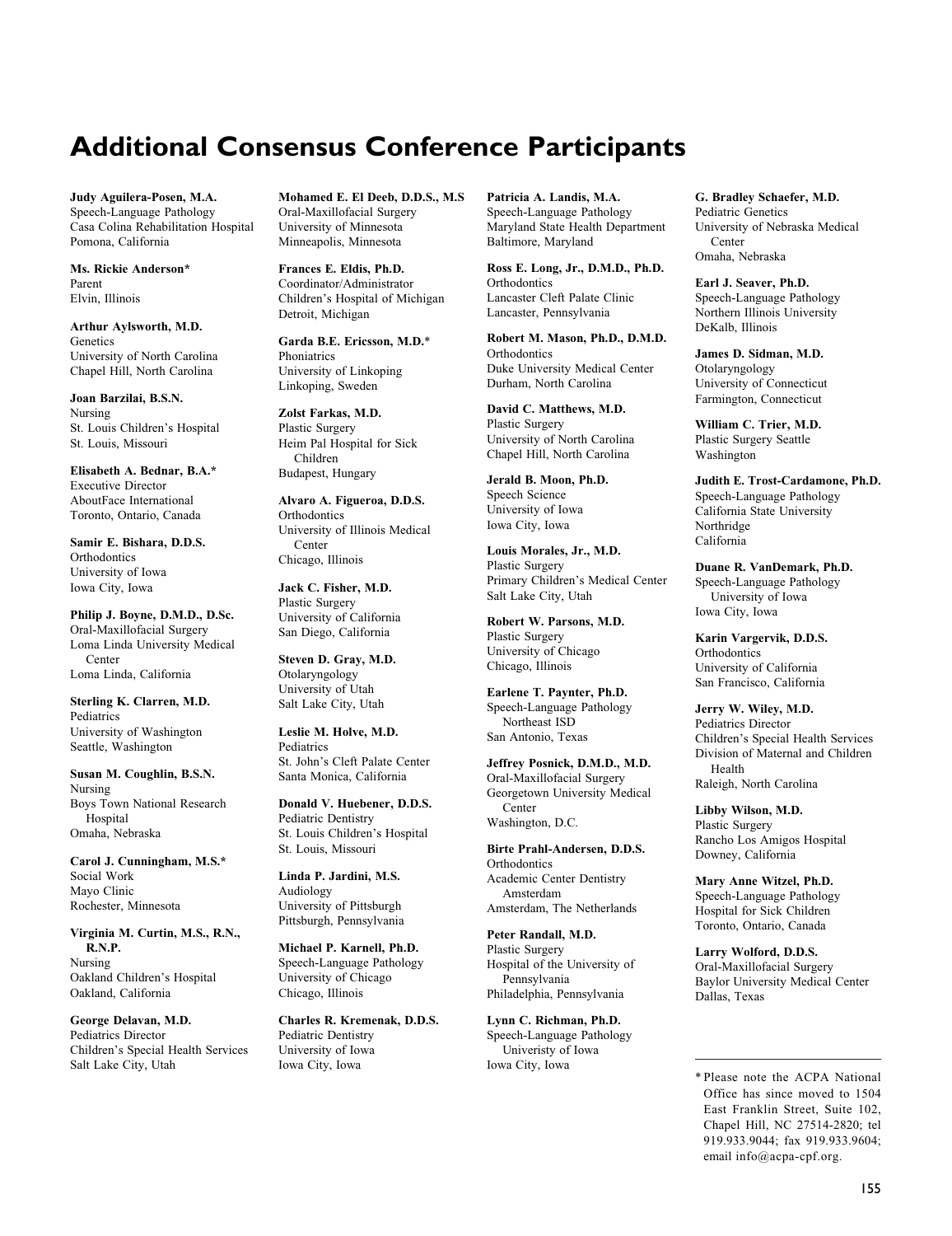# Additional Consensus Conference Participants

**Judy Aguilera-Posen, M.A.**
Speech-Language Pathology
Casa Colina Rehabilitation Hospital
Pomona, California

**Ms. Rickie Anderson***
Parent
Elvin, Illinois

**Arthur Aylsworth, M.D.**
Genetics
University of North Carolina
Chapel Hill, North Carolina

**Joan Barzilai, B.S.N.**
Nursing
St. Louis Children's Hospital
St. Louis, Missouri

**Elisabeth A. Bednar, B.A.***
Executive Director
AboutFace International
Toronto, Ontario, Canada

**Samir E. Bishara, D.D.S.**
Orthodontics
University of Iowa
Iowa City, Iowa

**Philip J. Boyne, D.M.D., D.Sc.**
Oral-Maxillofacial Surgery
Loma Linda University Medical Center
Loma Linda, California

**Sterling K. Clarren, M.D.**
Pediatrics
University of Washington
Seattle, Washington

**Susan M. Coughlin, B.S.N.**
Nursing
Boys Town National Research Hospital
Omaha, Nebraska

**Carol J. Cunningham, M.S.***
Social Work
Mayo Clinic
Rochester, Minnesota

**Virginia M. Curtin, M.S., R.N., R.N.P.**
Nursing
Oakland Children's Hospital
Oakland, California

**George Delavan, M.D.**
Pediatrics Director
Children's Special Health Services
Salt Lake City, Utah

**Mohamed E. El Deeb, D.D.S., M.S**
Oral-Maxillofacial Surgery
University of Minnesota
Minneapolis, Minnesota

**Frances E. Eldis, Ph.D.**
Coordinator/Administrator
Children's Hospital of Michigan
Detroit, Michigan

**Garda B.E. Ericsson, M.D.***
Phoniatrics
University of Linkoping
Linkoping, Sweden

**Zolst Farkas, M.D.**
Plastic Surgery
Heim Pal Hospital for Sick Children
Budapest, Hungary

**Alvaro A. Figueroa, D.D.S.**
Orthodontics
University of Illinois Medical Center
Chicago, Illinois

**Jack C. Fisher, M.D.**
Plastic Surgery
University of California
San Diego, California

**Steven D. Gray, M.D.**
Otolaryngology
University of Utah
Salt Lake City, Utah

**Leslie M. Holve, M.D.**
Pediatrics
St. John's Cleft Palate Center
Santa Monica, California

**Donald V. Huebener, D.D.S.**
Pediatric Dentistry
St. Louis Children's Hospital
St. Louis, Missouri

**Linda P. Jardini, M.S.**
Audiology
University of Pittsburgh
Pittsburgh, Pennsylvania

**Michael P. Karnell, Ph.D.**
Speech-Language Pathology
University of Chicago
Chicago, Illinois

**Charles R. Kremenak, D.D.S.**
Pediatric Dentistry
University of Iowa
Iowa City, Iowa

**Patricia A. Landis, M.A.**
Speech-Language Pathology
Maryland State Health Department
Baltimore, Maryland

**Ross E. Long, Jr., D.M.D., Ph.D.**
Orthodontics
Lancaster Cleft Palate Clinic
Lancaster, Pennsylvania

**Robert M. Mason, Ph.D., D.M.D.**
Orthodontics
Duke University Medical Center
Durham, North Carolina

**David C. Matthews, M.D.**
Plastic Surgery
University of North Carolina
Chapel Hill, North Carolina

**Jerald B. Moon, Ph.D.**
Speech Science
University of Iowa
Iowa City, Iowa

**Louis Morales, Jr., M.D.**
Plastic Surgery
Primary Children's Medical Center
Salt Lake City, Utah

**Robert W. Parsons, M.D.**
Plastic Surgery
University of Chicago
Chicago, Illinois

**Earlene T. Paynter, Ph.D.**
Speech-Language Pathology
Northeast ISD
San Antonio, Texas

**Jeffrey Posnick, D.M.D., M.D.**
Oral-Maxillofacial Surgery
Georgetown University Medical Center
Washington, D.C.

**Birte Prahl-Andersen, D.D.S.**
Orthodontics
Academic Center Dentistry Amsterdam
Amsterdam, The Netherlands

**Peter Randall, M.D.**
Plastic Surgery
Hospital of the University of Pennsylvania
Philadelphia, Pennsylvania

**Lynn C. Richman, Ph.D.**
Speech-Language Pathology
Univeristy of Iowa
Iowa City, Iowa

**G. Bradley Schaefer, M.D.**
Pediatric Genetics
University of Nebraska Medical Center
Omaha, Nebraska

**Earl J. Seaver, Ph.D.**
Speech-Language Pathology
Northern Illinois University
DeKalb, Illinois

**James D. Sidman, M.D.**
Otolaryngology
University of Connecticut
Farmington, Connecticut

**William C. Trier, M.D.**
Plastic Surgery Seattle
Washington

**Judith E. Trost-Cardamone, Ph.D.**
Speech-Language Pathology
California State University
Northridge
California

**Duane R. VanDemark, Ph.D.**
Speech-Language Pathology
University of Iowa
Iowa City, Iowa

**Karin Vargervik, D.D.S.**
Orthodontics
University of California
San Francisco, California

**Jerry W. Wiley, M.D.**
Pediatrics Director
Children's Special Health Services
Division of Maternal and Children Health
Raleigh, North Carolina

**Libby Wilson, M.D.**
Plastic Surgery
Rancho Los Amigos Hospital
Downey, California

**Mary Anne Witzel, Ph.D.**
Speech-Language Pathology
Hospital for Sick Children
Toronto, Ontario, Canada

**Larry Wolford, D.D.S.**
Oral-Maxillofacial Surgery
Baylor University Medical Center
Dallas, Texas

---

* Please note the ACPA National Office has since moved to 1504 East Franklin Street, Suite 102, Chapel Hill, NC 27514-2820; tel 919.933.9044; fax 919.933.9604; email info@acpa-cpf.org.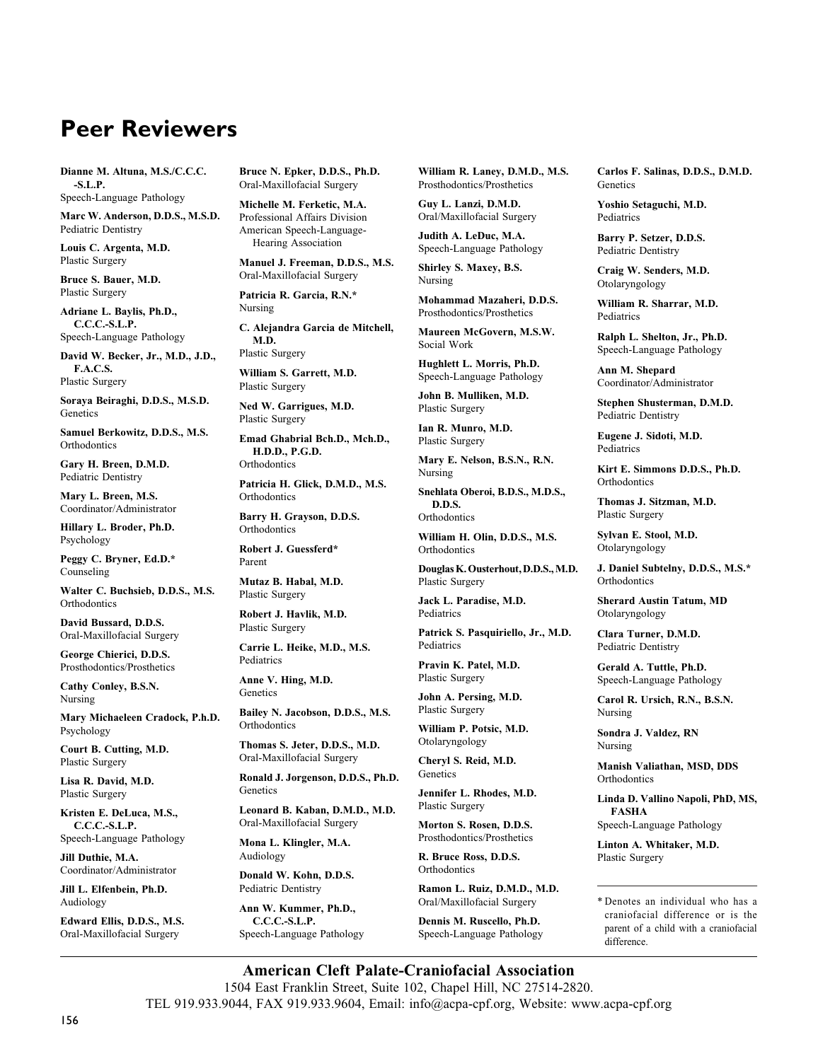# Peer Reviewers

**Dianne M. Altuna, M.S./C.C.C. -S.L.P.**
Speech-Language Pathology

**Marc W. Anderson, D.D.S., M.S.D.**
Pediatric Dentistry

**Louis C. Argenta, M.D.**
Plastic Surgery

**Bruce S. Bauer, M.D.**
Plastic Surgery

**Adriane L. Baylis, Ph.D., C.C.C.-S.L.P.**
Speech-Language Pathology

**David W. Becker, Jr., M.D., J.D., F.A.C.S.**
Plastic Surgery

**Soraya Beiraghi, D.D.S., M.S.D.**
Genetics

**Samuel Berkowitz, D.D.S., M.S.**
Orthodontics

**Gary H. Breen, D.M.D.**
Pediatric Dentistry

**Mary L. Breen, M.S.**
Coordinator/Administrator

**Hillary L. Broder, Ph.D.**
Psychology

**Peggy C. Bryner, Ed.D.***
Counseling

**Walter C. Buchsieb, D.D.S., M.S.**
Orthodontics

**David Bussard, D.D.S.**
Oral-Maxillofacial Surgery

**George Chierici, D.D.S.**
Prosthodontics/Prosthetics

**Cathy Conley, B.S.N.**
Nursing

**Mary Michaeleen Cradock, P.h.D.**
Psychology

**Court B. Cutting, M.D.**
Plastic Surgery

**Lisa R. David, M.D.**
Plastic Surgery

**Kristen E. DeLuca, M.S., C.C.C.-S.L.P.**
Speech-Language Pathology

**Jill Duthie, M.A.**
Coordinator/Administrator

**Jill L. Elfenbein, Ph.D.**
Audiology

**Edward Ellis, D.D.S., M.S.**
Oral-Maxillofacial Surgery

**Bruce N. Epker, D.D.S., Ph.D.**
Oral-Maxillofacial Surgery

**Michelle M. Ferketic, M.A.**
Professional Affairs Division
American Speech-Language-Hearing Association

**Manuel J. Freeman, D.D.S., M.S.**
Oral-Maxillofacial Surgery

**Patricia R. Garcia, R.N.***
Nursing

**C. Alejandra Garcia de Mitchell, M.D.**
Plastic Surgery

**William S. Garrett, M.D.**
Plastic Surgery

**Ned W. Garrigues, M.D.**
Plastic Surgery

**Emad Ghabrial Bch.D., Mch.D., H.D.D., P.G.D.**
Orthodontics

**Patricia H. Glick, D.M.D., M.S.**
Orthodontics

**Barry H. Grayson, D.D.S.**
Orthodontics

**Robert J. Guessferd***
Parent

**Mutaz B. Habal, M.D.**
Plastic Surgery

**Robert J. Havlik, M.D.**
Plastic Surgery

**Carrie L. Heike, M.D., M.S.**
Pediatrics

**Anne V. Hing, M.D.**
Genetics

**Bailey N. Jacobson, D.D.S., M.S.**
Orthodontics

**Thomas S. Jeter, D.D.S., M.D.**
Oral-Maxillofacial Surgery

**Ronald J. Jorgenson, D.D.S., Ph.D.**
Genetics

**Leonard B. Kaban, D.M.D., M.D.**
Oral-Maxillofacial Surgery

**Mona L. Klingler, M.A.**
Audiology

**Donald W. Kohn, D.D.S.**
Pediatric Dentistry

**Ann W. Kummer, Ph.D., C.C.C.-S.L.P.**
Speech-Language Pathology

**William R. Laney, D.M.D., M.S.**
Prosthodontics/Prosthetics

**Guy L. Lanzi, D.M.D.**
Oral/Maxillofacial Surgery

**Judith A. LeDuc, M.A.**
Speech-Language Pathology

**Shirley S. Maxey, B.S.**
Nursing

**Mohammad Mazaheri, D.D.S.**
Prosthodontics/Prosthetics

**Maureen McGovern, M.S.W.**
Social Work

**Hughlett L. Morris, Ph.D.**
Speech-Language Pathology

**John B. Mulliken, M.D.**
Plastic Surgery

**Ian R. Munro, M.D.**
Plastic Surgery

**Mary E. Nelson, B.S.N., R.N.**
Nursing

**Snehlata Oberoi, B.D.S., M.D.S., D.D.S.**
Orthodontics

**William H. Olin, D.D.S., M.S.**
Orthodontics

**Douglas K. Ousterhout, D.D.S., M.D.**
Plastic Surgery

**Jack L. Paradise, M.D.**
Pediatrics

**Patrick S. Pasquiriello, Jr., M.D.**
Pediatrics

**Pravin K. Patel, M.D.**
Plastic Surgery

**John A. Persing, M.D.**
Plastic Surgery

**William P. Potsic, M.D.**
Otolaryngology

**Cheryl S. Reid, M.D.**
Genetics

**Jennifer L. Rhodes, M.D.**
Plastic Surgery

**Morton S. Rosen, D.D.S.**
Prosthodontics/Prosthetics

**R. Bruce Ross, D.D.S.**
Orthodontics

**Ramon L. Ruiz, D.M.D., M.D.**
Oral/Maxillofacial Surgery

**Dennis M. Ruscello, Ph.D.**
Speech-Language Pathology

**Carlos F. Salinas, D.D.S., D.M.D.**
Genetics

**Yoshio Setaguchi, M.D.**
Pediatrics

**Barry P. Setzer, D.D.S.**
Pediatric Dentistry

**Craig W. Senders, M.D.**
Otolaryngology

**William R. Sharrar, M.D.**
Pediatrics

**Ralph L. Shelton, Jr., Ph.D.**
Speech-Language Pathology

**Ann M. Shepard**
Coordinator/Administrator

**Stephen Shusterman, D.M.D.**
Pediatric Dentistry

**Eugene J. Sidoti, M.D.**
Pediatrics

**Kirt E. Simmons D.D.S., Ph.D.**
Orthodontics

**Thomas J. Sitzman, M.D.**
Plastic Surgery

**Sylvan E. Stool, M.D.**
Otolaryngology

**J. Daniel Subtelny, D.D.S., M.S.***
Orthodontics

**Sherard Austin Tatum, MD**
Otolaryngology

**Clara Turner, D.M.D.**
Pediatric Dentistry

**Gerald A. Tuttle, Ph.D.**
Speech-Language Pathology

**Carol R. Ursich, R.N., B.S.N.**
Nursing

**Sondra J. Valdez, RN**
Nursing

**Manish Valiathan, MSD, DDS**
Orthodontics

**Linda D. Vallino Napoli, PhD, MS, FASHA**
Speech-Language Pathology

**Linton A. Whitaker, M.D.**
Plastic Surgery

* Denotes an individual who has a craniofacial difference or is the parent of a child with a craniofacial difference.

**American Cleft Palate-Craniofacial Association**
1504 East Franklin Street, Suite 102, Chapel Hill, NC 27514-2820.
TEL 919.933.9044, FAX 919.933.9604, Email: info@acpa-cpf.org, Website: www.acpa-cpf.org